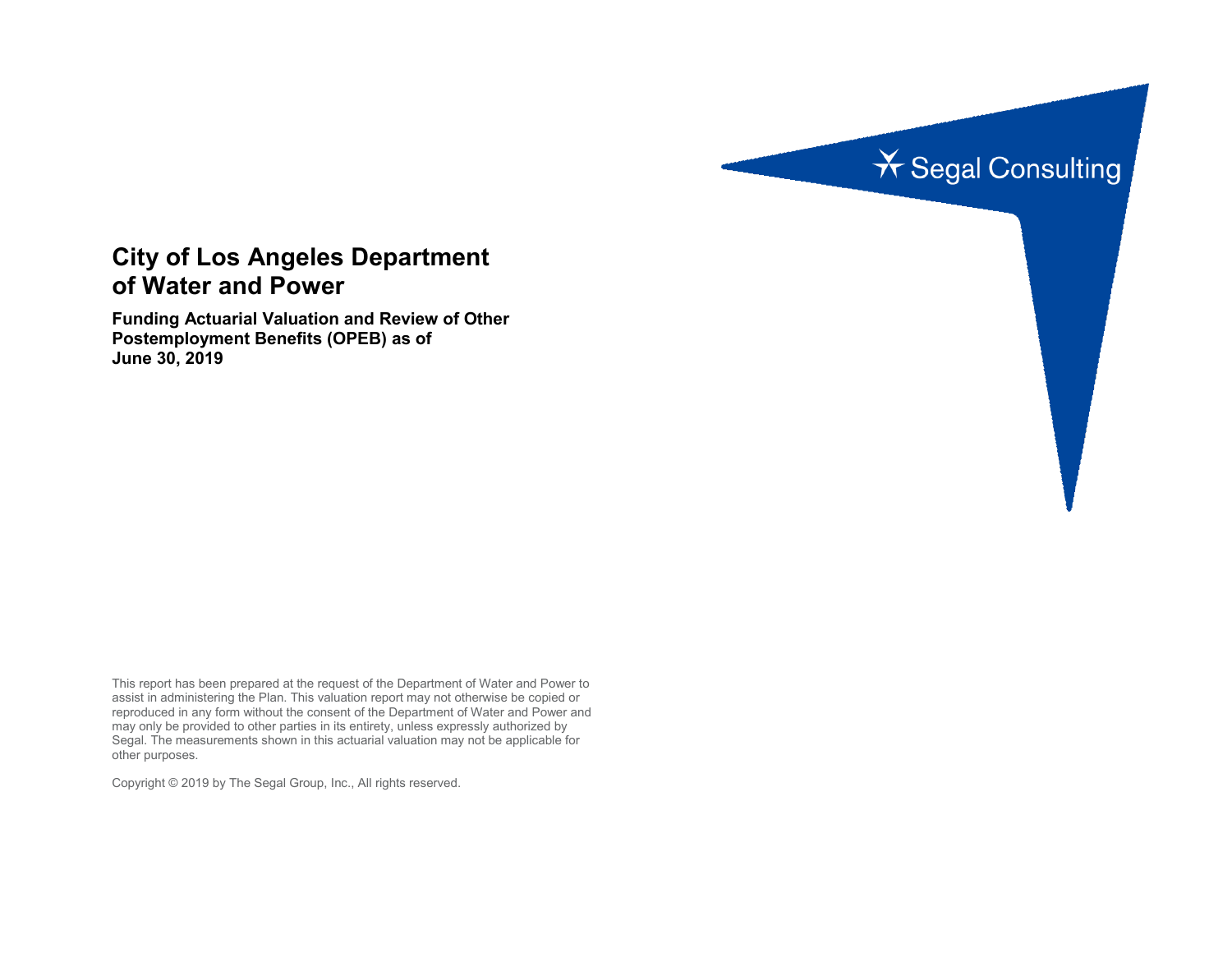Segal Consulting

# City of Los Angeles Department of Water and Power

**Funding Actuarial Valuation and Review of Other Postemployment Benefits (OPEB) as of June 30, 2019**

This report has been prepared at the request of the Department of Water and Power to assist in administering the Plan. This valuation report may not otherwise be copied or reproduced in any form without the consent of the Department of Water and Power and may only be provided to other parties in its entirety, unless expressly authorized by Segal. The measurements shown in this actuarial valuation may not be applicable for other purposes.

Copyright © 2019 by The Segal Group, Inc., All rights reserved.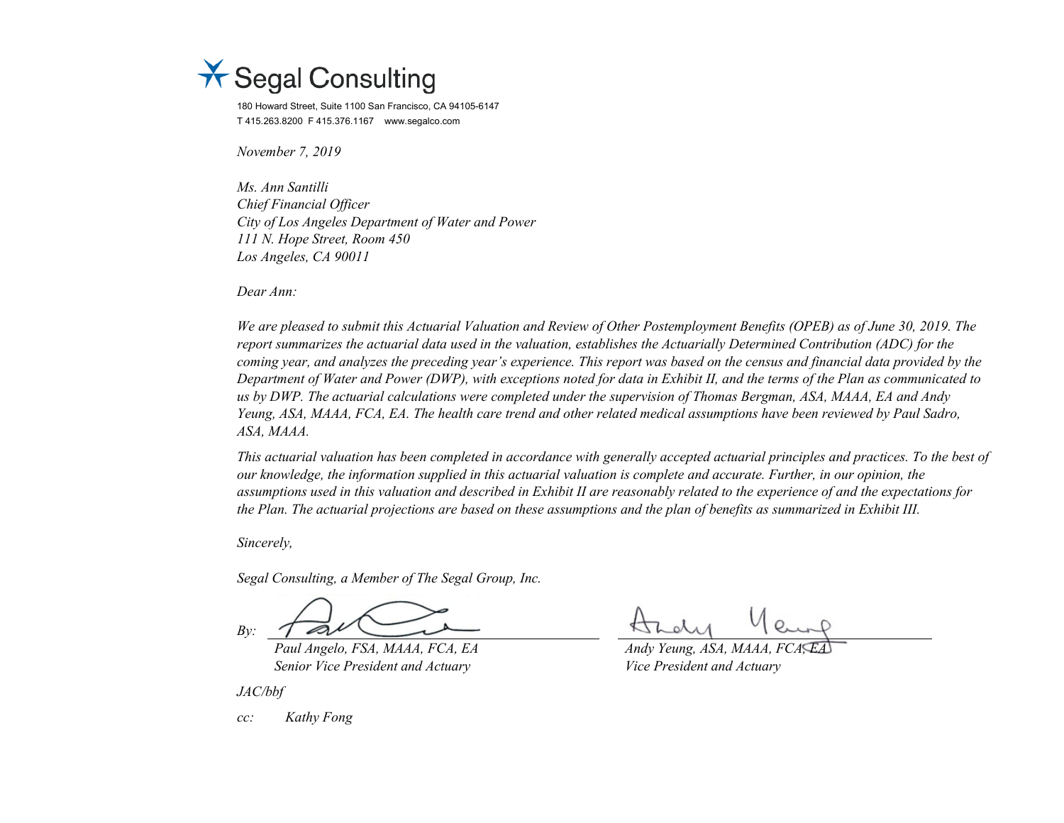Segal Consulting

180 Howard Street, Suite 1100 San Francisco, CA 94105-6147
T 415.263.8200 F 415.376.1167 www.segalco.com

*November 7, 2019*

*Ms. Ann Santilli*
*Chief Financial Officer*
*City of Los Angeles Department of Water and Power*
*111 N. Hope Street, Room 450*
*Los Angeles, CA 90011*

*Dear Ann:*

*We are pleased to submit this Actuarial Valuation and Review of Other Postemployment Benefits (OPEB) as of June 30, 2019. The report summarizes the actuarial data used in the valuation, establishes the Actuarially Determined Contribution (ADC) for the coming year, and analyzes the preceding year's experience. This report was based on the census and financial data provided by the Department of Water and Power (DWP), with exceptions noted for data in Exhibit II, and the terms of the Plan as communicated to us by DWP. The actuarial calculations were completed under the supervision of Thomas Bergman, ASA, MAAA, EA and Andy Yeung, ASA, MAAA, FCA, EA. The health care trend and other related medical assumptions have been reviewed by Paul Sadro, ASA, MAAA.*

*This actuarial valuation has been completed in accordance with generally accepted actuarial principles and practices. To the best of our knowledge, the information supplied in this actuarial valuation is complete and accurate. Further, in our opinion, the assumptions used in this valuation and described in Exhibit II are reasonably related to the experience of and the expectations for the Plan. The actuarial projections are based on these assumptions and the plan of benefits as summarized in Exhibit III.*

*Sincerely,*

*Segal Consulting, a Member of The Segal Group, Inc.*

*By:*

*Paul Angelo, FSA, MAAA, FCA, EA*
*Senior Vice President and Actuary*

*Andy Yeung, ASA, MAAA, FCA, EA*
*Vice President and Actuary*

*JAC/bbf*

*cc: Kathy Fong*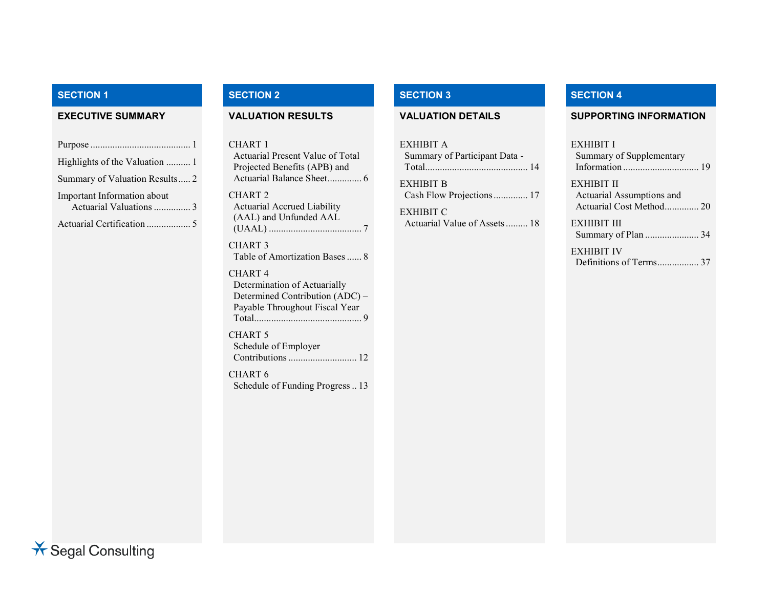## SECTION 1

### EXECUTIVE SUMMARY

- Purpose ... 1
- Highlights of the Valuation ... 1
- Summary of Valuation Results ... 2
- Important Information about Actuarial Valuations ... 3
- Actuarial Certification ... 5

## SECTION 2

### VALUATION RESULTS

- CHART 1
  Actuarial Present Value of Total Projected Benefits (APB) and Actuarial Balance Sheet ... 6
- CHART 2
  Actuarial Accrued Liability (AAL) and Unfunded AAL (UAAL) ... 7
- CHART 3
  Table of Amortization Bases ... 8
- CHART 4
  Determination of Actuarially Determined Contribution (ADC) – Payable Throughout Fiscal Year Total ... 9
- CHART 5
  Schedule of Employer Contributions ... 12
- CHART 6
  Schedule of Funding Progress ... 13

## SECTION 3

### VALUATION DETAILS

- EXHIBIT A
  Summary of Participant Data - Total ... 14
- EXHIBIT B
  Cash Flow Projections ... 17
- EXHIBIT C
  Actuarial Value of Assets ... 18

## SECTION 4

### SUPPORTING INFORMATION

- EXHIBIT I
  Summary of Supplementary Information ... 19
- EXHIBIT II
  Actuarial Assumptions and Actuarial Cost Method ... 20
- EXHIBIT III
  Summary of Plan ... 34
- EXHIBIT IV
  Definitions of Terms ... 37

Segal Consulting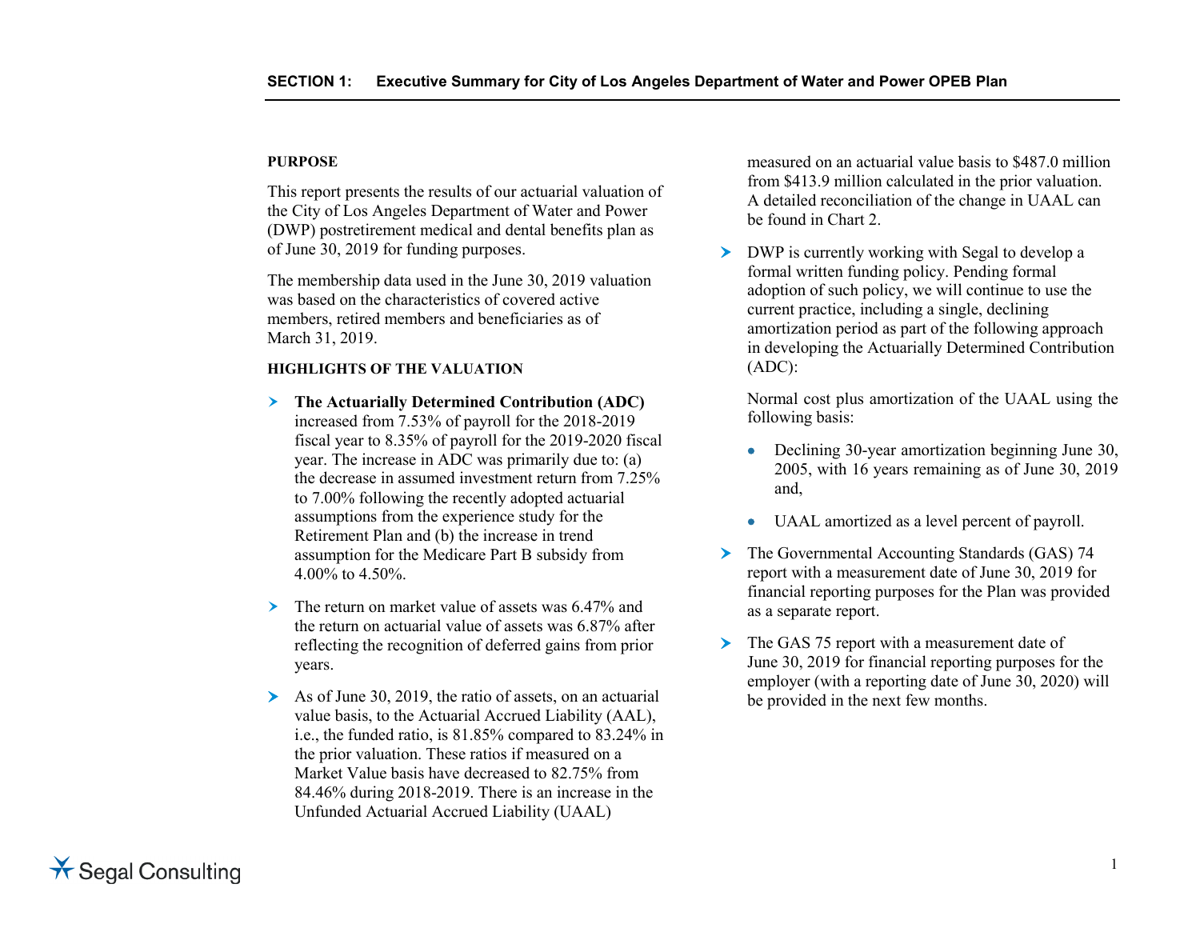## SECTION 1: Executive Summary for City of Los Angeles Department of Water and Power OPEB Plan

### PURPOSE

This report presents the results of our actuarial valuation of the City of Los Angeles Department of Water and Power (DWP) postretirement medical and dental benefits plan as of June 30, 2019 for funding purposes.

The membership data used in the June 30, 2019 valuation was based on the characteristics of covered active members, retired members and beneficiaries as of March 31, 2019.

### HIGHLIGHTS OF THE VALUATION

- **The Actuarially Determined Contribution (ADC)** increased from 7.53% of payroll for the 2018-2019 fiscal year to 8.35% of payroll for the 2019-2020 fiscal year. The increase in ADC was primarily due to: (a) the decrease in assumed investment return from 7.25% to 7.00% following the recently adopted actuarial assumptions from the experience study for the Retirement Plan and (b) the increase in trend assumption for the Medicare Part B subsidy from 4.00% to 4.50%.

- The return on market value of assets was 6.47% and the return on actuarial value of assets was 6.87% after reflecting the recognition of deferred gains from prior years.

- As of June 30, 2019, the ratio of assets, on an actuarial value basis, to the Actuarial Accrued Liability (AAL), i.e., the funded ratio, is 81.85% compared to 83.24% in the prior valuation. These ratios if measured on a Market Value basis have decreased to 82.75% from 84.46% during 2018-2019. There is an increase in the Unfunded Actuarial Accrued Liability (UAAL) measured on an actuarial value basis to $487.0 million from $413.9 million calculated in the prior valuation. A detailed reconciliation of the change in UAAL can be found in Chart 2.

- DWP is currently working with Segal to develop a formal written funding policy. Pending formal adoption of such policy, we will continue to use the current practice, including a single, declining amortization period as part of the following approach in developing the Actuarially Determined Contribution (ADC):

  Normal cost plus amortization of the UAAL using the following basis:

  - Declining 30-year amortization beginning June 30, 2005, with 16 years remaining as of June 30, 2019 and,
  - UAAL amortized as a level percent of payroll.

- The Governmental Accounting Standards (GAS) 74 report with a measurement date of June 30, 2019 for financial reporting purposes for the Plan was provided as a separate report.

- The GAS 75 report with a measurement date of June 30, 2019 for financial reporting purposes for the employer (with a reporting date of June 30, 2020) will be provided in the next few months.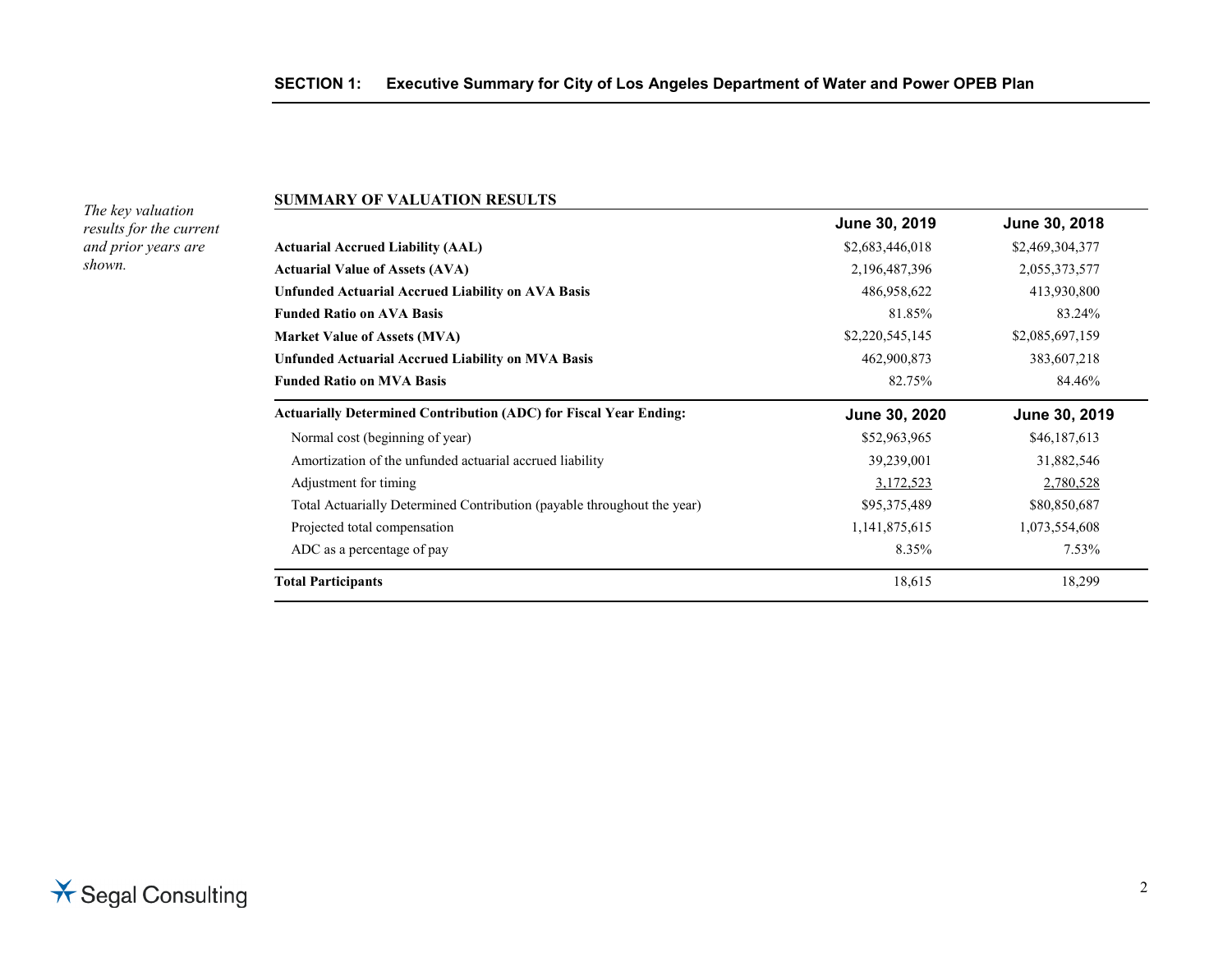## SECTION 1: Executive Summary for City of Los Angeles Department of Water and Power OPEB Plan

*The key valuation results for the current and prior years are shown.*

### SUMMARY OF VALUATION RESULTS

| | June 30, 2019 | June 30, 2018 |
|---|---|---|
| **Actuarial Accrued Liability (AAL)** | $2,683,446,018 | $2,469,304,377 |
| **Actuarial Value of Assets (AVA)** | 2,196,487,396 | 2,055,373,577 |
| **Unfunded Actuarial Accrued Liability on AVA Basis** | 486,958,622 | 413,930,800 |
| **Funded Ratio on AVA Basis** | 81.85% | 83.24% |
| **Market Value of Assets (MVA)** | $2,220,545,145 | $2,085,697,159 |
| **Unfunded Actuarial Accrued Liability on MVA Basis** | 462,900,873 | 383,607,218 |
| **Funded Ratio on MVA Basis** | 82.75% | 84.46% |
| **Actuarially Determined Contribution (ADC) for Fiscal Year Ending:** | **June 30, 2020** | **June 30, 2019** |
| Normal cost (beginning of year) | $52,963,965 | $46,187,613 |
| Amortization of the unfunded actuarial accrued liability | 39,239,001 | 31,882,546 |
| Adjustment for timing | 3,172,523 | 2,780,528 |
| Total Actuarially Determined Contribution (payable throughout the year) | $95,375,489 | $80,850,687 |
| Projected total compensation | 1,141,875,615 | 1,073,554,608 |
| ADC as a percentage of pay | 8.35% | 7.53% |
| **Total Participants** | 18,615 | 18,299 |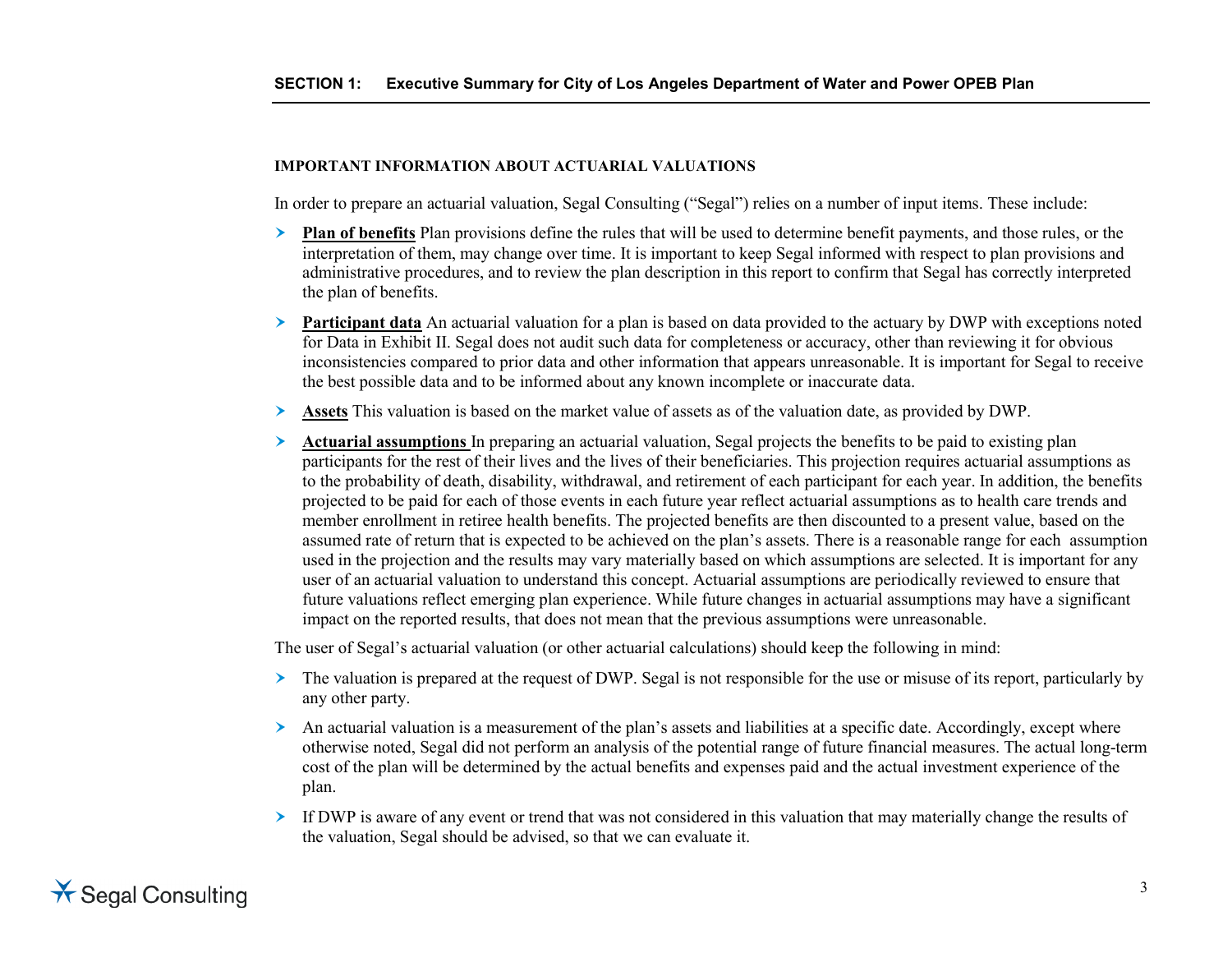## IMPORTANT INFORMATION ABOUT ACTUARIAL VALUATIONS

In order to prepare an actuarial valuation, Segal Consulting ("Segal") relies on a number of input items. These include:

- **Plan of benefits** Plan provisions define the rules that will be used to determine benefit payments, and those rules, or the interpretation of them, may change over time. It is important to keep Segal informed with respect to plan provisions and administrative procedures, and to review the plan description in this report to confirm that Segal has correctly interpreted the plan of benefits.
- **Participant data** An actuarial valuation for a plan is based on data provided to the actuary by DWP with exceptions noted for Data in Exhibit II. Segal does not audit such data for completeness or accuracy, other than reviewing it for obvious inconsistencies compared to prior data and other information that appears unreasonable. It is important for Segal to receive the best possible data and to be informed about any known incomplete or inaccurate data.
- **Assets** This valuation is based on the market value of assets as of the valuation date, as provided by DWP.
- **Actuarial assumptions** In preparing an actuarial valuation, Segal projects the benefits to be paid to existing plan participants for the rest of their lives and the lives of their beneficiaries. This projection requires actuarial assumptions as to the probability of death, disability, withdrawal, and retirement of each participant for each year. In addition, the benefits projected to be paid for each of those events in each future year reflect actuarial assumptions as to health care trends and member enrollment in retiree health benefits. The projected benefits are then discounted to a present value, based on the assumed rate of return that is expected to be achieved on the plan's assets. There is a reasonable range for each assumption used in the projection and the results may vary materially based on which assumptions are selected. It is important for any user of an actuarial valuation to understand this concept. Actuarial assumptions are periodically reviewed to ensure that future valuations reflect emerging plan experience. While future changes in actuarial assumptions may have a significant impact on the reported results, that does not mean that the previous assumptions were unreasonable.

The user of Segal's actuarial valuation (or other actuarial calculations) should keep the following in mind:

- The valuation is prepared at the request of DWP. Segal is not responsible for the use or misuse of its report, particularly by any other party.
- An actuarial valuation is a measurement of the plan's assets and liabilities at a specific date. Accordingly, except where otherwise noted, Segal did not perform an analysis of the potential range of future financial measures. The actual long-term cost of the plan will be determined by the actual benefits and expenses paid and the actual investment experience of the plan.
- If DWP is aware of any event or trend that was not considered in this valuation that may materially change the results of the valuation, Segal should be advised, so that we can evaluate it.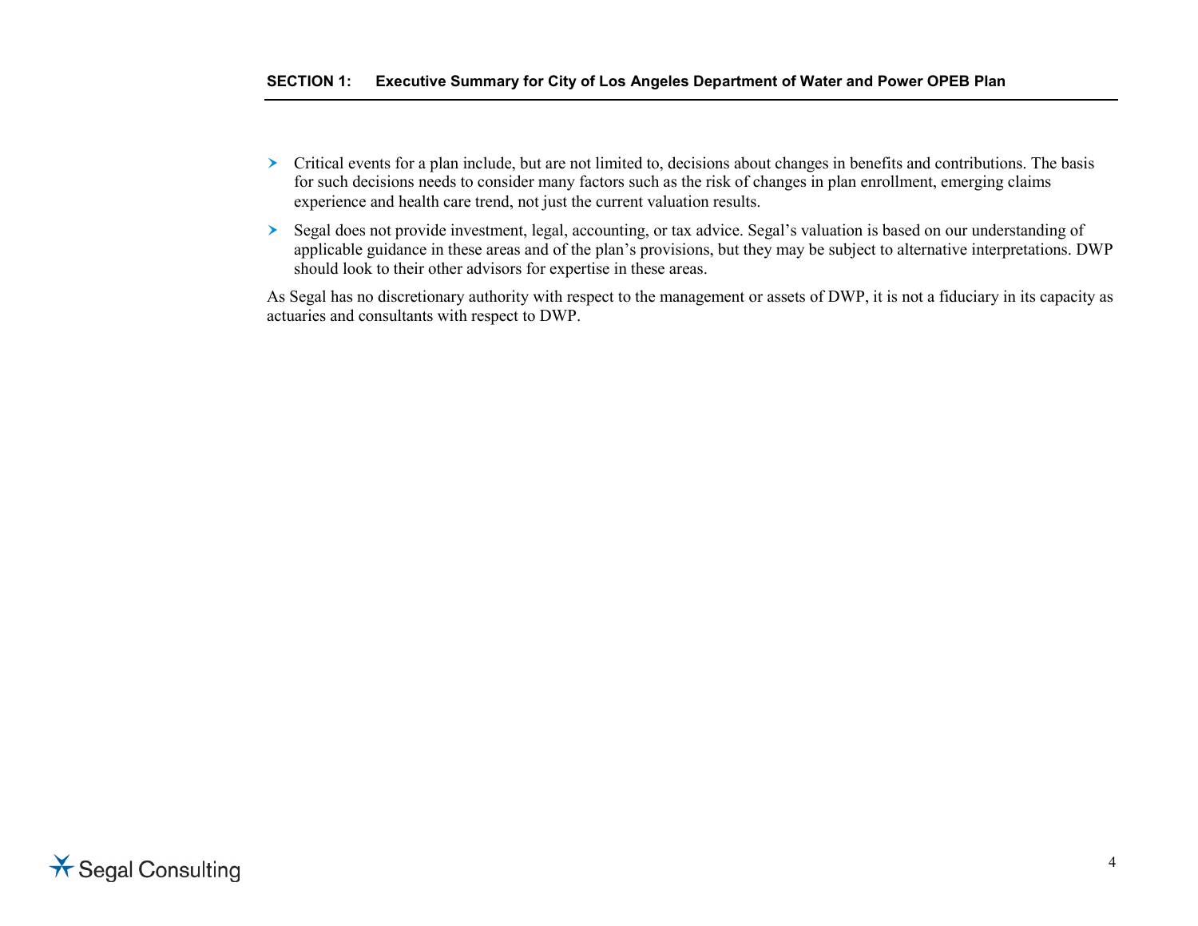- Critical events for a plan include, but are not limited to, decisions about changes in benefits and contributions. The basis for such decisions needs to consider many factors such as the risk of changes in plan enrollment, emerging claims experience and health care trend, not just the current valuation results.
- Segal does not provide investment, legal, accounting, or tax advice. Segal's valuation is based on our understanding of applicable guidance in these areas and of the plan's provisions, but they may be subject to alternative interpretations. DWP should look to their other advisors for expertise in these areas.

As Segal has no discretionary authority with respect to the management or assets of DWP, it is not a fiduciary in its capacity as actuaries and consultants with respect to DWP.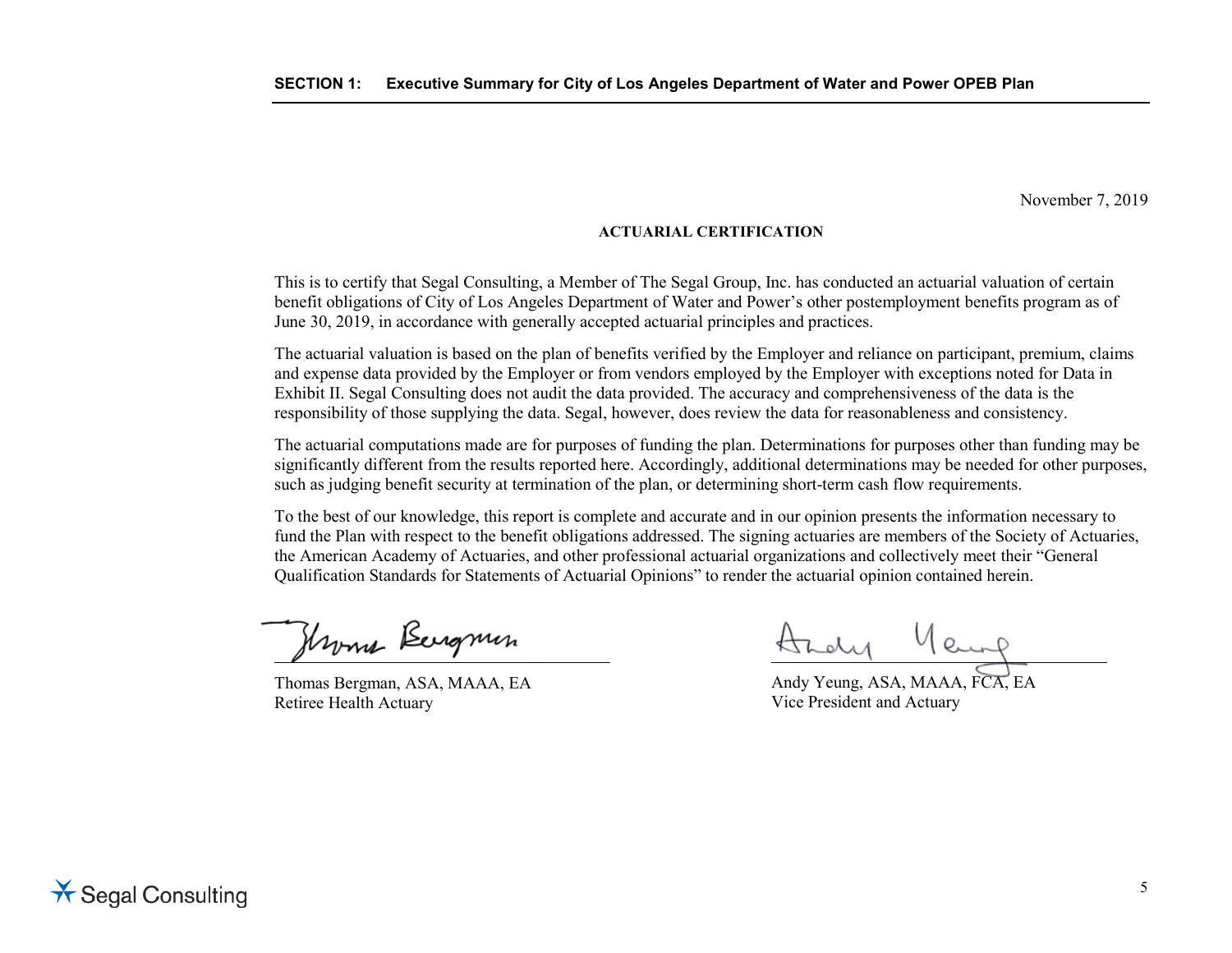November 7, 2019

## ACTUARIAL CERTIFICATION

This is to certify that Segal Consulting, a Member of The Segal Group, Inc. has conducted an actuarial valuation of certain benefit obligations of City of Los Angeles Department of Water and Power's other postemployment benefits program as of June 30, 2019, in accordance with generally accepted actuarial principles and practices.

The actuarial valuation is based on the plan of benefits verified by the Employer and reliance on participant, premium, claims and expense data provided by the Employer or from vendors employed by the Employer with exceptions noted for Data in Exhibit II. Segal Consulting does not audit the data provided. The accuracy and comprehensiveness of the data is the responsibility of those supplying the data. Segal, however, does review the data for reasonableness and consistency.

The actuarial computations made are for purposes of funding the plan. Determinations for purposes other than funding may be significantly different from the results reported here. Accordingly, additional determinations may be needed for other purposes, such as judging benefit security at termination of the plan, or determining short-term cash flow requirements.

To the best of our knowledge, this report is complete and accurate and in our opinion presents the information necessary to fund the Plan with respect to the benefit obligations addressed. The signing actuaries are members of the Society of Actuaries, the American Academy of Actuaries, and other professional actuarial organizations and collectively meet their "General Qualification Standards for Statements of Actuarial Opinions" to render the actuarial opinion contained herein.

Thomas Bergman, ASA, MAAA, EA
Retiree Health Actuary

Andy Yeung, ASA, MAAA, FCA, EA
Vice President and Actuary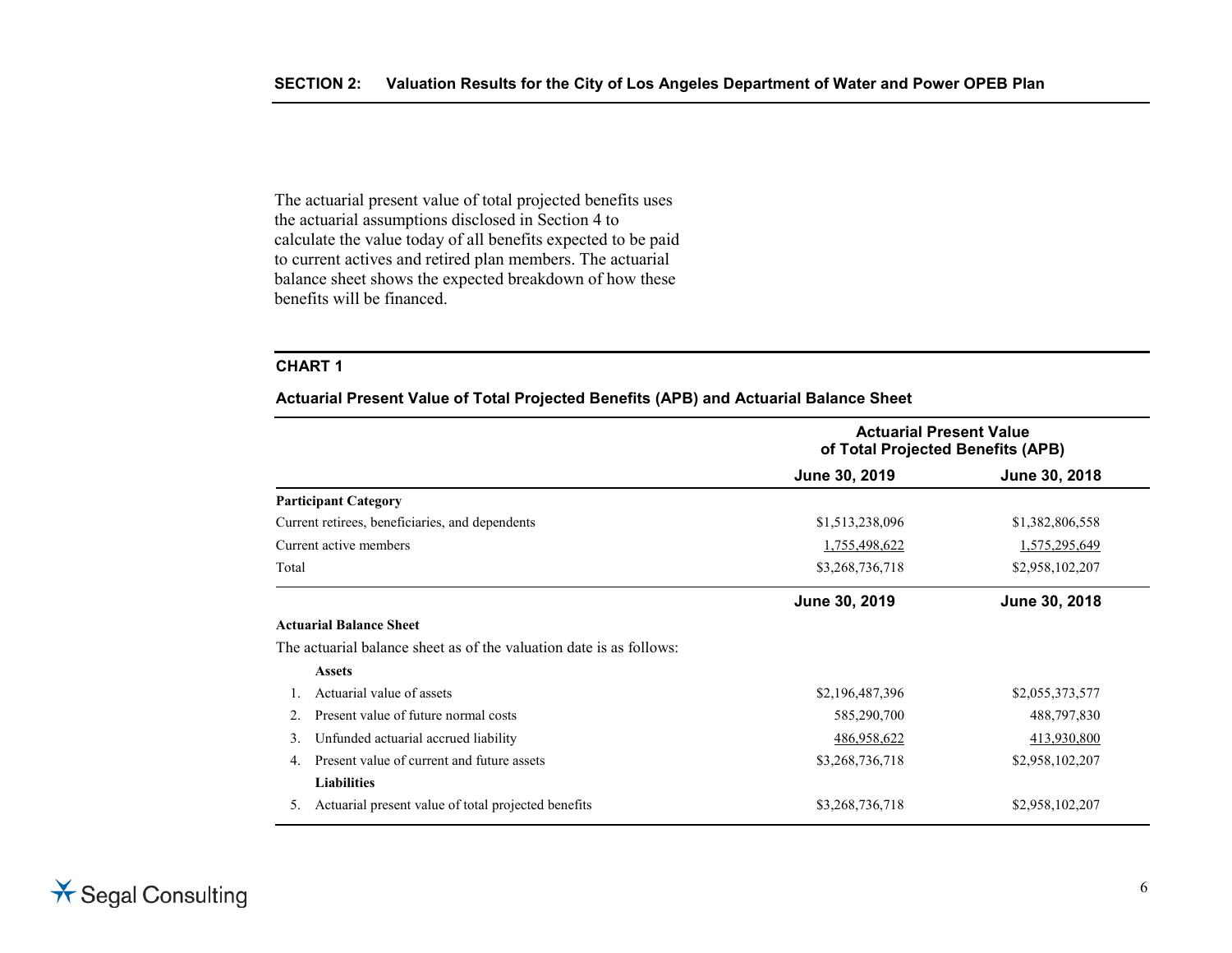The actuarial present value of total projected benefits uses the actuarial assumptions disclosed in Section 4 to calculate the value today of all benefits expected to be paid to current actives and retired plan members. The actuarial balance sheet shows the expected breakdown of how these benefits will be financed.

**CHART 1**

**Actuarial Present Value of Total Projected Benefits (APB) and Actuarial Balance Sheet**

| | Actuarial Present Value of Total Projected Benefits (APB) | |
|---|---|---|
| | **June 30, 2019** | **June 30, 2018** |
| **Participant Category** | | |
| Current retirees, beneficiaries, and dependents | $1,513,238,096 | $1,382,806,558 |
| Current active members | 1,755,498,622 | 1,575,295,649 |
| Total | $3,268,736,718 | $2,958,102,207 |

| | **June 30, 2019** | **June 30, 2018** |
|---|---|---|
| **Actuarial Balance Sheet** | | |
| The actuarial balance sheet as of the valuation date is as follows: | | |
| **Assets** | | |
| 1. Actuarial value of assets | $2,196,487,396 | $2,055,373,577 |
| 2. Present value of future normal costs | 585,290,700 | 488,797,830 |
| 3. Unfunded actuarial accrued liability | 486,958,622 | 413,930,800 |
| 4. Present value of current and future assets | $3,268,736,718 | $2,958,102,207 |
| **Liabilities** | | |
| 5. Actuarial present value of total projected benefits | $3,268,736,718 | $2,958,102,207 |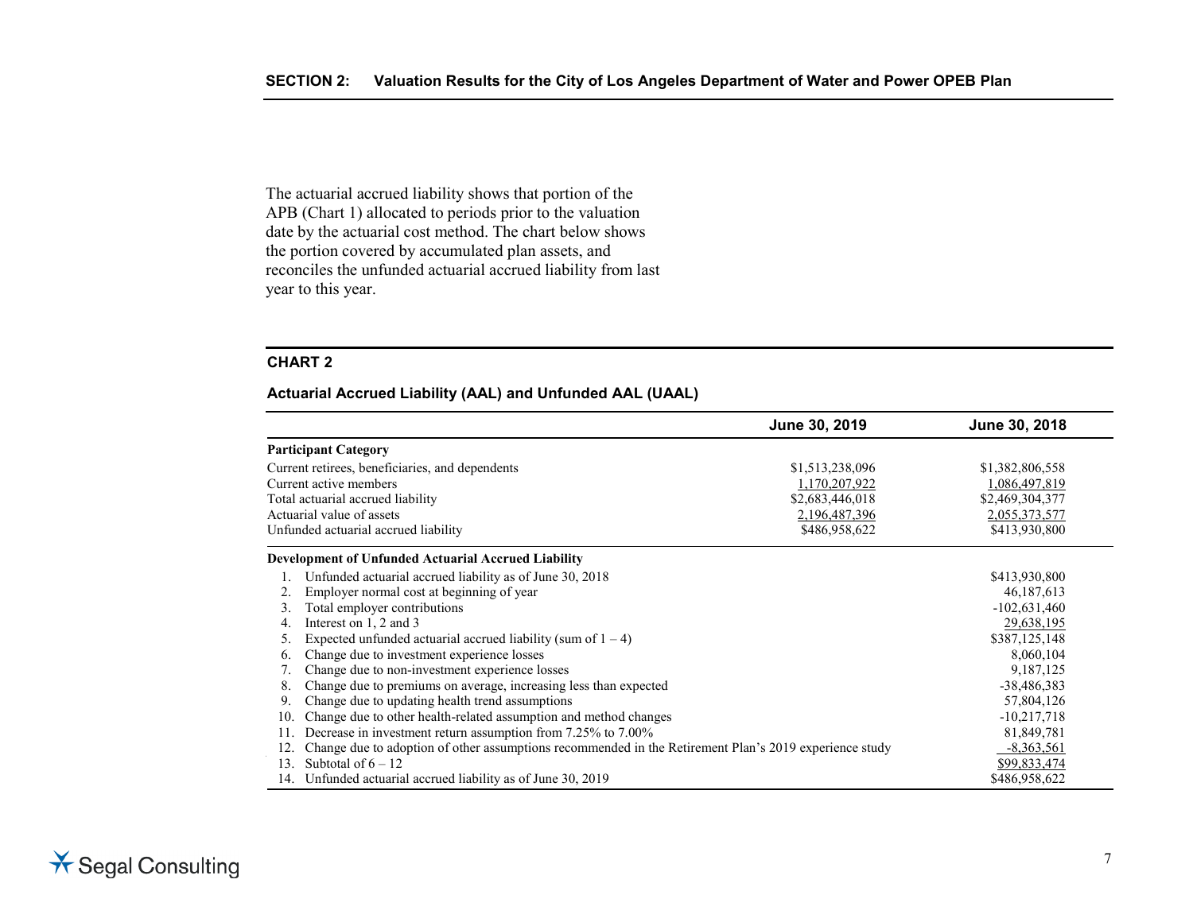The actuarial accrued liability shows that portion of the APB (Chart 1) allocated to periods prior to the valuation date by the actuarial cost method. The chart below shows the portion covered by accumulated plan assets, and reconciles the unfunded actuarial accrued liability from last year to this year.

### CHART 2

**Actuarial Accrued Liability (AAL) and Unfunded AAL (UAAL)**

| | June 30, 2019 | June 30, 2018 |
|---|---|---|
| **Participant Category** | | |
| Current retirees, beneficiaries, and dependents | $1,513,238,096 | $1,382,806,558 |
| Current active members | 1,170,207,922 | 1,086,497,819 |
| Total actuarial accrued liability | $2,683,446,018 | $2,469,304,377 |
| Actuarial value of assets | 2,196,487,396 | 2,055,373,577 |
| Unfunded actuarial accrued liability | $486,958,622 | $413,930,800 |
| **Development of Unfunded Actuarial Accrued Liability** | | |
| 1. Unfunded actuarial accrued liability as of June 30, 2018 | | $413,930,800 |
| 2. Employer normal cost at beginning of year | | 46,187,613 |
| 3. Total employer contributions | | -102,631,460 |
| 4. Interest on 1, 2 and 3 | | 29,638,195 |
| 5. Expected unfunded actuarial accrued liability (sum of 1 – 4) | | $387,125,148 |
| 6. Change due to investment experience losses | | 8,060,104 |
| 7. Change due to non-investment experience losses | | 9,187,125 |
| 8. Change due to premiums on average, increasing less than expected | | -38,486,383 |
| 9. Change due to updating health trend assumptions | | 57,804,126 |
| 10. Change due to other health-related assumption and method changes | | -10,217,718 |
| 11. Decrease in investment return assumption from 7.25% to 7.00% | | 81,849,781 |
| 12. Change due to adoption of other assumptions recommended in the Retirement Plan's 2019 experience study | | -8,363,561 |
| 13. Subtotal of 6 – 12 | | $99,833,474 |
| 14. Unfunded actuarial accrued liability as of June 30, 2019 | | $486,958,622 |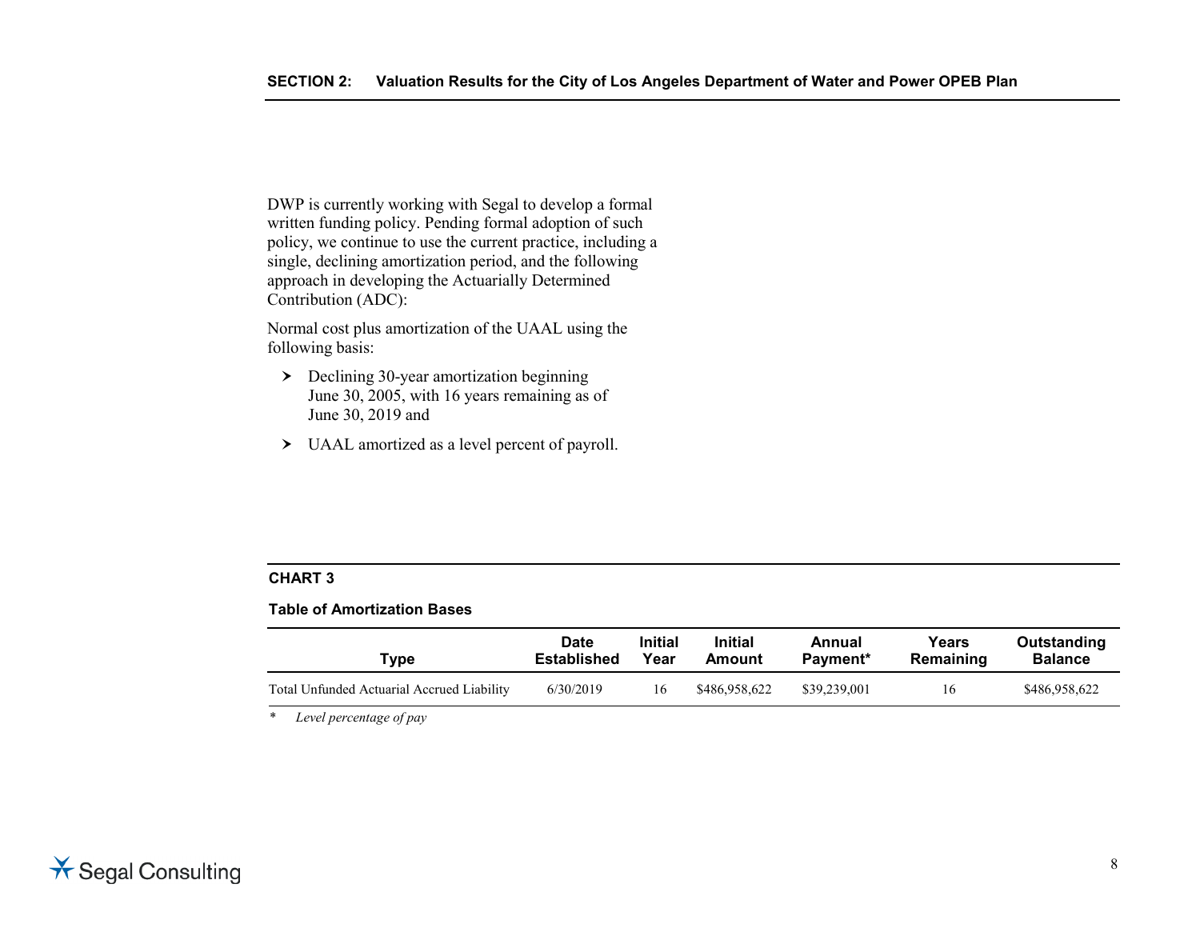DWP is currently working with Segal to develop a formal written funding policy. Pending formal adoption of such policy, we continue to use the current practice, including a single, declining amortization period, and the following approach in developing the Actuarially Determined Contribution (ADC):

Normal cost plus amortization of the UAAL using the following basis:

- Declining 30-year amortization beginning June 30, 2005, with 16 years remaining as of June 30, 2019 and
- UAAL amortized as a level percent of payroll.

**CHART 3**

**Table of Amortization Bases**

| Type | Date Established | Initial Year | Initial Amount | Annual Payment* | Years Remaining | Outstanding Balance |
|---|---|---|---|---|---|---|
| Total Unfunded Actuarial Accrued Liability | 6/30/2019 | 16 | $486,958,622 | $39,239,001 | 16 | $486,958,622 |

\* *Level percentage of pay*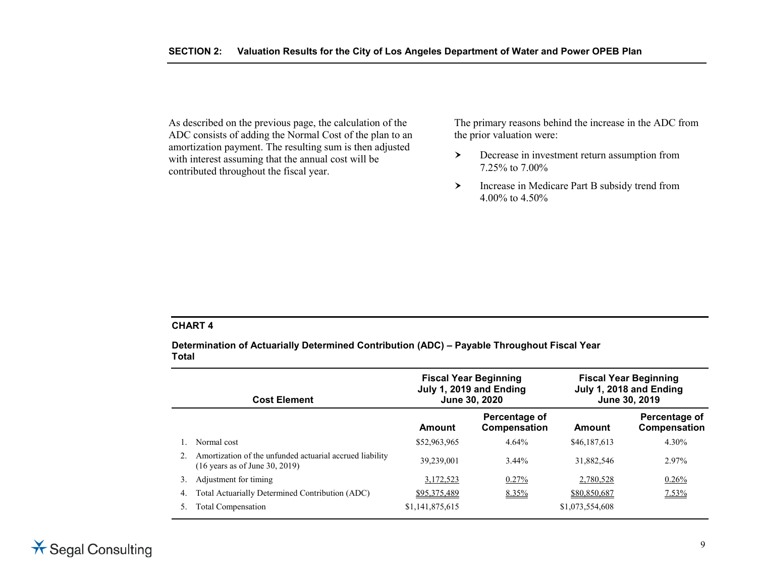As described on the previous page, the calculation of the ADC consists of adding the Normal Cost of the plan to an amortization payment. The resulting sum is then adjusted with interest assuming that the annual cost will be contributed throughout the fiscal year.

The primary reasons behind the increase in the ADC from the prior valuation were:

- Decrease in investment return assumption from 7.25% to 7.00%
- Increase in Medicare Part B subsidy trend from 4.00% to 4.50%

**CHART 4**

**Determination of Actuarially Determined Contribution (ADC) – Payable Throughout Fiscal Year Total**

| Cost Element | Fiscal Year Beginning July 1, 2019 and Ending June 30, 2020 | | Fiscal Year Beginning July 1, 2018 and Ending June 30, 2019 | |
|---|---|---|---|---|
| | Amount | Percentage of Compensation | Amount | Percentage of Compensation |
| 1. Normal cost | $52,963,965 | 4.64% | $46,187,613 | 4.30% |
| 2. Amortization of the unfunded actuarial accrued liability (16 years as of June 30, 2019) | 39,239,001 | 3.44% | 31,882,546 | 2.97% |
| 3. Adjustment for timing | 3,172,523 | 0.27% | 2,780,528 | 0.26% |
| 4. Total Actuarially Determined Contribution (ADC) | $95,375,489 | 8.35% | $80,850,687 | 7.53% |
| 5. Total Compensation | $1,141,875,615 | | $1,073,554,608 | |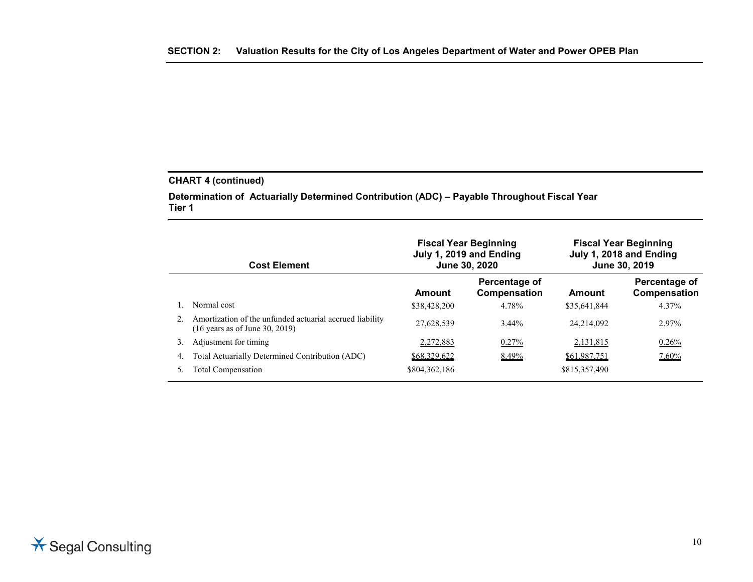## SECTION 2: Valuation Results for the City of Los Angeles Department of Water and Power OPEB Plan

**CHART 4 (continued)**

**Determination of Actuarially Determined Contribution (ADC) – Payable Throughout Fiscal Year**
**Tier 1**

| Cost Element | Fiscal Year Beginning July 1, 2019 and Ending June 30, 2020 | | Fiscal Year Beginning July 1, 2018 and Ending June 30, 2019 | |
|---|---|---|---|---|
| | **Amount** | **Percentage of Compensation** | **Amount** | **Percentage of Compensation** |
| 1. Normal cost | $38,428,200 | 4.78% | $35,641,844 | 4.37% |
| 2. Amortization of the unfunded actuarial accrued liability (16 years as of June 30, 2019) | 27,628,539 | 3.44% | 24,214,092 | 2.97% |
| 3. Adjustment for timing | 2,272,883 | 0.27% | 2,131,815 | 0.26% |
| 4. Total Actuarially Determined Contribution (ADC) | $68,329,622 | 8.49% | $61,987,751 | 7.60% |
| 5. Total Compensation | $804,362,186 | | $815,357,490 | |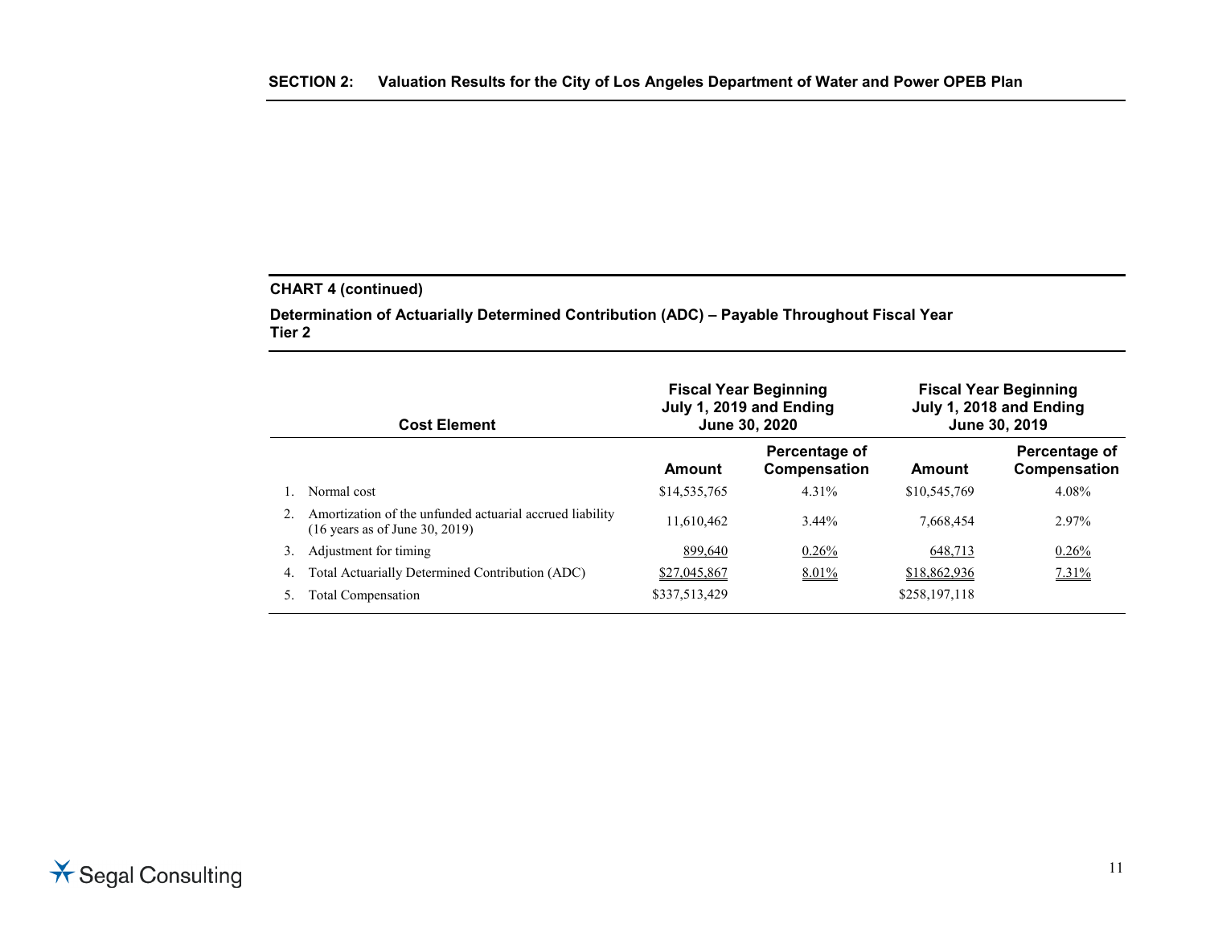### CHART 4 (continued)

**Determination of Actuarially Determined Contribution (ADC) – Payable Throughout Fiscal Year**
**Tier 2**

| Cost Element | Fiscal Year Beginning July 1, 2019 and Ending June 30, 2020 | | Fiscal Year Beginning July 1, 2018 and Ending June 30, 2019 | |
|---|---|---|---|---|
| | **Amount** | **Percentage of Compensation** | **Amount** | **Percentage of Compensation** |
| 1. Normal cost | $14,535,765 | 4.31% | $10,545,769 | 4.08% |
| 2. Amortization of the unfunded actuarial accrued liability (16 years as of June 30, 2019) | 11,610,462 | 3.44% | 7,668,454 | 2.97% |
| 3. Adjustment for timing | 899,640 | 0.26% | 648,713 | 0.26% |
| 4. Total Actuarially Determined Contribution (ADC) | $27,045,867 | 8.01% | $18,862,936 | 7.31% |
| 5. Total Compensation | $337,513,429 | | $258,197,118 | |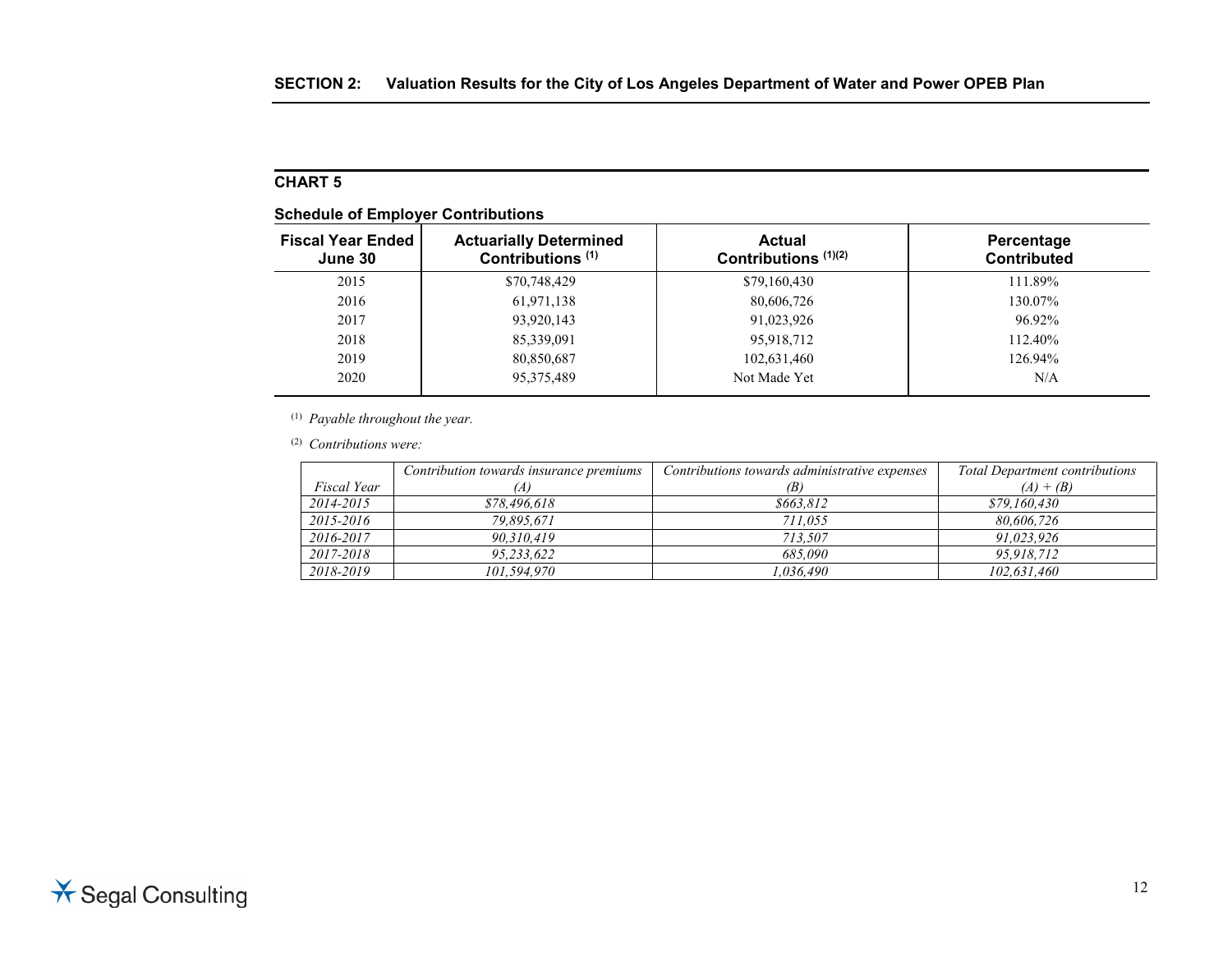## CHART 5

**Schedule of Employer Contributions**

| Fiscal Year Ended June 30 | Actuarially Determined Contributions [1] | Actual Contributions [1][2] | Percentage Contributed |
|---|---|---|---|
| 2015 | $70,748,429 | $79,160,430 | 111.89% |
| 2016 | 61,971,138 | 80,606,726 | 130.07% |
| 2017 | 93,920,143 | 91,023,926 | 96.92% |
| 2018 | 85,339,091 | 95,918,712 | 112.40% |
| 2019 | 80,850,687 | 102,631,460 | 126.94% |
| 2020 | 95,375,489 | Not Made Yet | N/A |

[1] *Payable throughout the year.*

[2] *Contributions were:*

| *Fiscal Year* | *Contribution towards insurance premiums (A)* | *Contributions towards administrative expenses (B)* | *Total Department contributions (A) + (B)* |
|---|---|---|---|
| *2014-2015* | *$78,496,618* | *$663,812* | *$79,160,430* |
| *2015-2016* | *79,895,671* | *711,055* | *80,606,726* |
| *2016-2017* | *90,310,419* | *713,507* | *91,023,926* |
| *2017-2018* | *95,233,622* | *685,090* | *95,918,712* |
| *2018-2019* | *101,594,970* | *1,036,490* | *102,631,460* |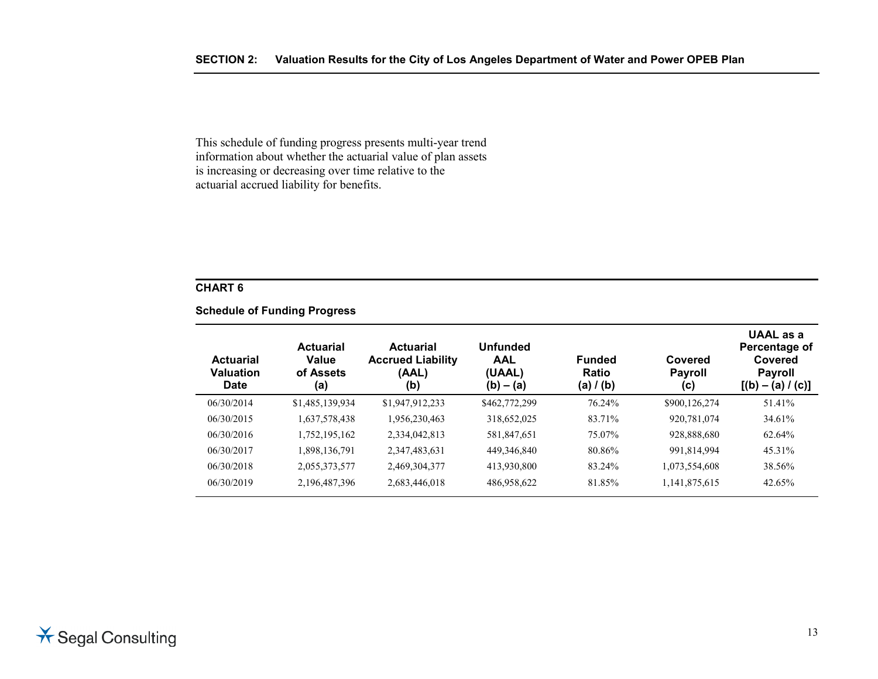This schedule of funding progress presents multi-year trend information about whether the actuarial value of plan assets is increasing or decreasing over time relative to the actuarial accrued liability for benefits.

**CHART 6**

**Schedule of Funding Progress**

| Actuarial Valuation Date | Actuarial Value of Assets (a) | Actuarial Accrued Liability (AAL) (b) | Unfunded AAL (UAAL) (b) – (a) | Funded Ratio (a) / (b) | Covered Payroll (c) | UAAL as a Percentage of Covered Payroll [(b) – (a) / (c)] |
|---|---|---|---|---|---|---|
| 06/30/2014 | $1,485,139,934 | $1,947,912,233 | $462,772,299 | 76.24% | $900,126,274 | 51.41% |
| 06/30/2015 | 1,637,578,438 | 1,956,230,463 | 318,652,025 | 83.71% | 920,781,074 | 34.61% |
| 06/30/2016 | 1,752,195,162 | 2,334,042,813 | 581,847,651 | 75.07% | 928,888,680 | 62.64% |
| 06/30/2017 | 1,898,136,791 | 2,347,483,631 | 449,346,840 | 80.86% | 991,814,994 | 45.31% |
| 06/30/2018 | 2,055,373,577 | 2,469,304,377 | 413,930,800 | 83.24% | 1,073,554,608 | 38.56% |
| 06/30/2019 | 2,196,487,396 | 2,683,446,018 | 486,958,622 | 81.85% | 1,141,875,615 | 42.65% |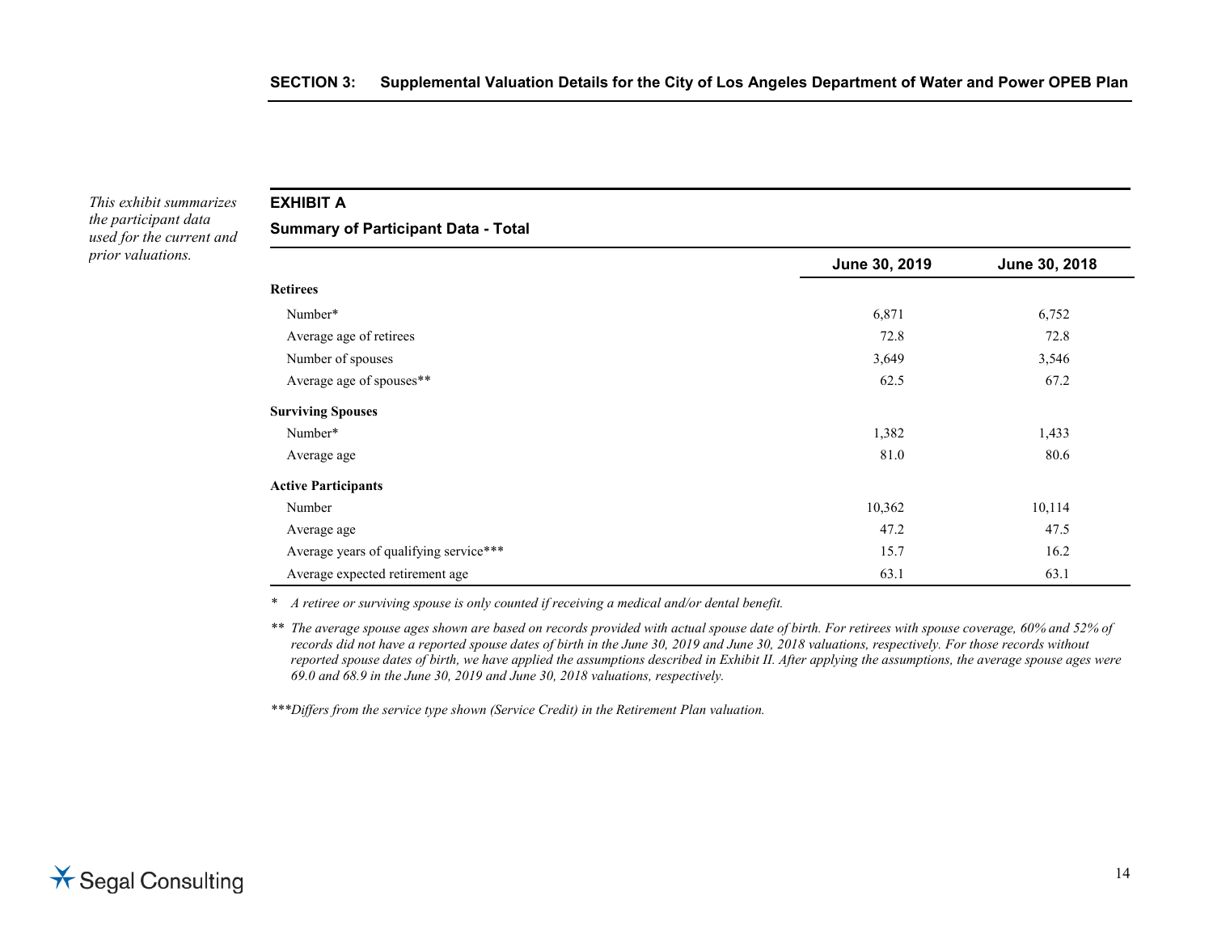*This exhibit summarizes the participant data used for the current and prior valuations.*

## EXHIBIT A

### Summary of Participant Data - Total

| | June 30, 2019 | June 30, 2018 |
|---|---|---|
| **Retirees** | | |
| Number* | 6,871 | 6,752 |
| Average age of retirees | 72.8 | 72.8 |
| Number of spouses | 3,649 | 3,546 |
| Average age of spouses** | 62.5 | 67.2 |
| **Surviving Spouses** | | |
| Number* | 1,382 | 1,433 |
| Average age | 81.0 | 80.6 |
| **Active Participants** | | |
| Number | 10,362 | 10,114 |
| Average age | 47.2 | 47.5 |
| Average years of qualifying service*** | 15.7 | 16.2 |
| Average expected retirement age | 63.1 | 63.1 |

\* *A retiree or surviving spouse is only counted if receiving a medical and/or dental benefit.*

** *The average spouse ages shown are based on records provided with actual spouse date of birth. For retirees with spouse coverage, 60% and 52% of records did not have a reported spouse dates of birth in the June 30, 2019 and June 30, 2018 valuations, respectively. For those records without reported spouse dates of birth, we have applied the assumptions described in Exhibit II. After applying the assumptions, the average spouse ages were 69.0 and 68.9 in the June 30, 2019 and June 30, 2018 valuations, respectively.*

****Differs from the service type shown (Service Credit) in the Retirement Plan valuation.*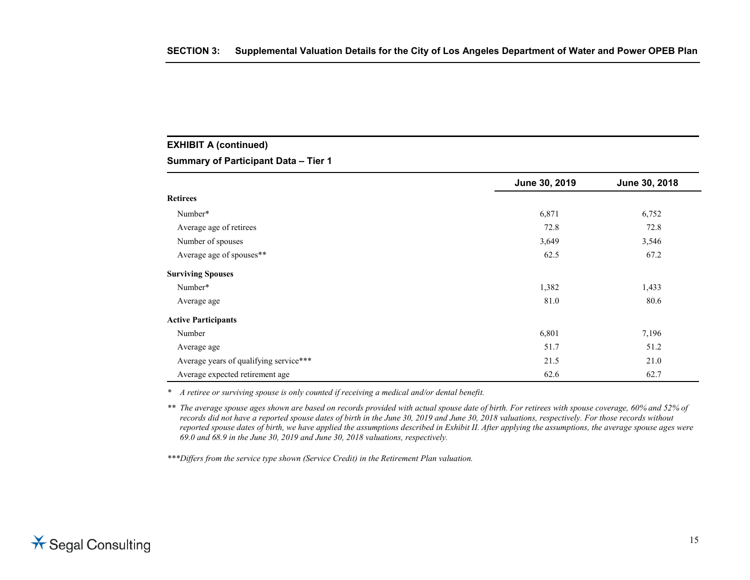**EXHIBIT A (continued)**

**Summary of Participant Data – Tier 1**

| | June 30, 2019 | June 30, 2018 |
|---|---|---|
| **Retirees** | | |
| Number* | 6,871 | 6,752 |
| Average age of retirees | 72.8 | 72.8 |
| Number of spouses | 3,649 | 3,546 |
| Average age of spouses** | 62.5 | 67.2 |
| **Surviving Spouses** | | |
| Number* | 1,382 | 1,433 |
| Average age | 81.0 | 80.6 |
| **Active Participants** | | |
| Number | 6,801 | 7,196 |
| Average age | 51.7 | 51.2 |
| Average years of qualifying service*** | 21.5 | 21.0 |
| Average expected retirement age | 62.6 | 62.7 |

\* *A retiree or surviving spouse is only counted if receiving a medical and/or dental benefit.*

** *The average spouse ages shown are based on records provided with actual spouse date of birth. For retirees with spouse coverage, 60% and 52% of records did not have a reported spouse dates of birth in the June 30, 2019 and June 30, 2018 valuations, respectively. For those records without reported spouse dates of birth, we have applied the assumptions described in Exhibit II. After applying the assumptions, the average spouse ages were 69.0 and 68.9 in the June 30, 2019 and June 30, 2018 valuations, respectively.*

****Differs from the service type shown (Service Credit) in the Retirement Plan valuation.*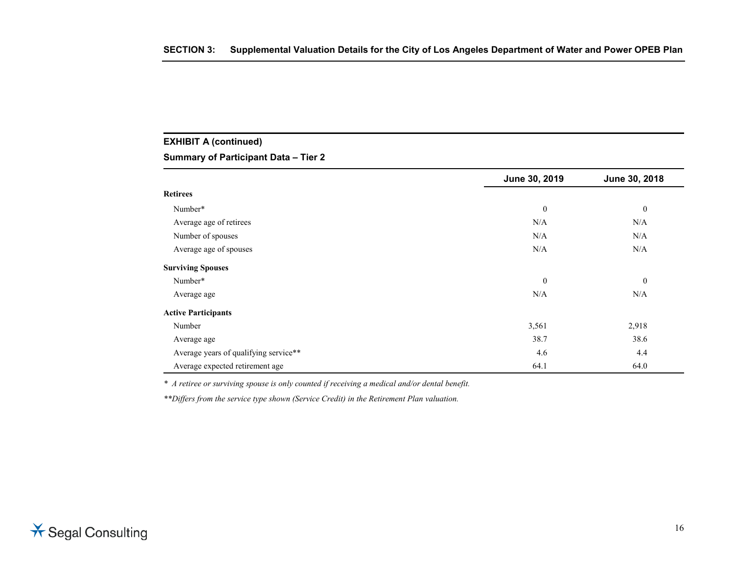**EXHIBIT A (continued)**

**Summary of Participant Data – Tier 2**

| | June 30, 2019 | June 30, 2018 |
|---|---|---|
| **Retirees** | | |
| Number* | 0 | 0 |
| Average age of retirees | N/A | N/A |
| Number of spouses | N/A | N/A |
| Average age of spouses | N/A | N/A |
| **Surviving Spouses** | | |
| Number* | 0 | 0 |
| Average age | N/A | N/A |
| **Active Participants** | | |
| Number | 3,561 | 2,918 |
| Average age | 38.7 | 38.6 |
| Average years of qualifying service** | 4.6 | 4.4 |
| Average expected retirement age | 64.1 | 64.0 |

*\* A retiree or surviving spouse is only counted if receiving a medical and/or dental benefit.*

*\*\*Differs from the service type shown (Service Credit) in the Retirement Plan valuation.*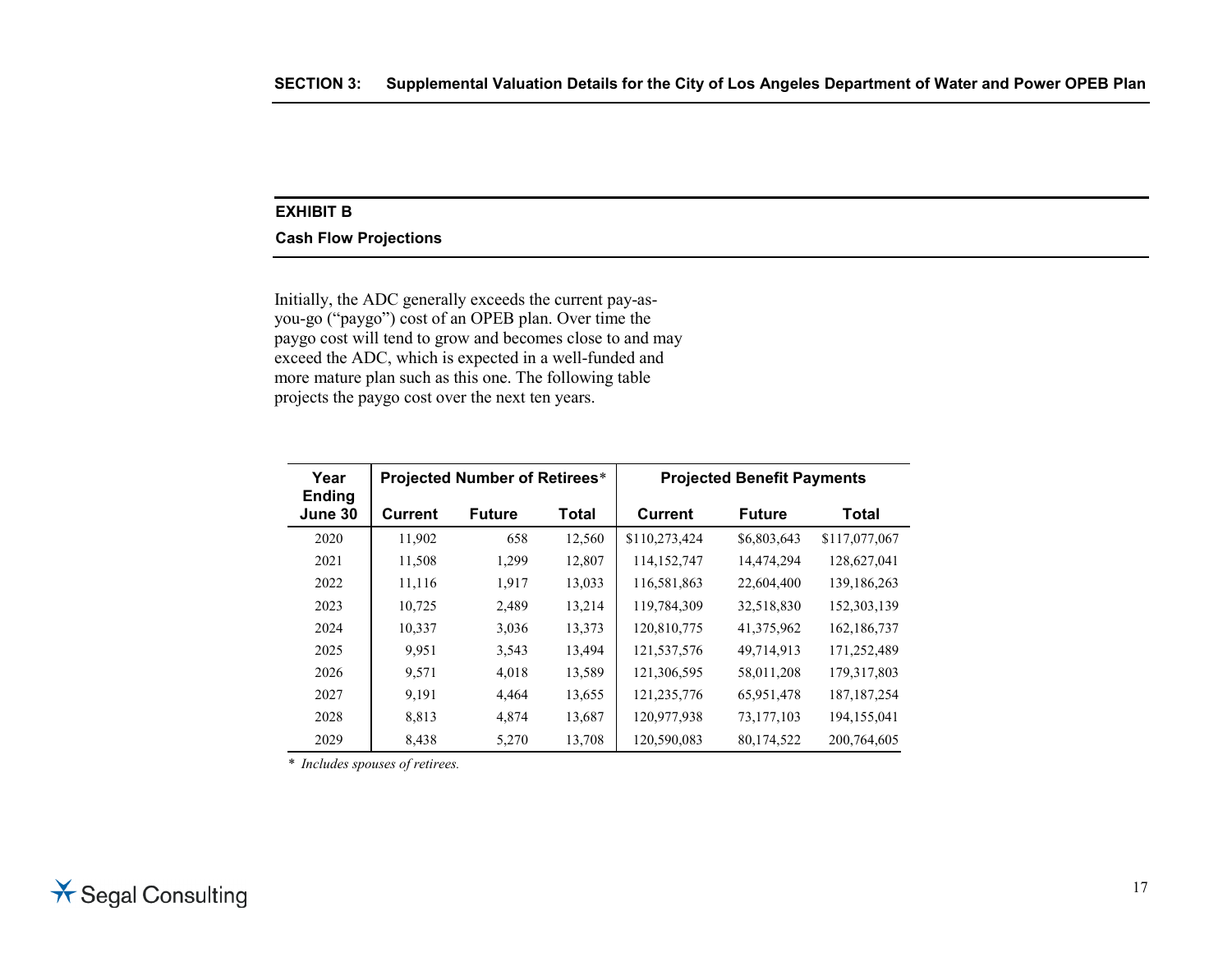## EXHIBIT B

### Cash Flow Projections

Initially, the ADC generally exceeds the current pay-as-you-go ("paygo") cost of an OPEB plan. Over time the paygo cost will tend to grow and becomes close to and may exceed the ADC, which is expected in a well-funded and more mature plan such as this one. The following table projects the paygo cost over the next ten years.

| Year Ending June 30 | Projected Number of Retirees* | | | Projected Benefit Payments | | |
|---|---|---|---|---|---|---|
| | Current | Future | Total | Current | Future | Total |
| 2020 | 11,902 | 658 | 12,560 | $110,273,424 | $6,803,643 | $117,077,067 |
| 2021 | 11,508 | 1,299 | 12,807 | 114,152,747 | 14,474,294 | 128,627,041 |
| 2022 | 11,116 | 1,917 | 13,033 | 116,581,863 | 22,604,400 | 139,186,263 |
| 2023 | 10,725 | 2,489 | 13,214 | 119,784,309 | 32,518,830 | 152,303,139 |
| 2024 | 10,337 | 3,036 | 13,373 | 120,810,775 | 41,375,962 | 162,186,737 |
| 2025 | 9,951 | 3,543 | 13,494 | 121,537,576 | 49,714,913 | 171,252,489 |
| 2026 | 9,571 | 4,018 | 13,589 | 121,306,595 | 58,011,208 | 179,317,803 |
| 2027 | 9,191 | 4,464 | 13,655 | 121,235,776 | 65,951,478 | 187,187,254 |
| 2028 | 8,813 | 4,874 | 13,687 | 120,977,938 | 73,177,103 | 194,155,041 |
| 2029 | 8,438 | 5,270 | 13,708 | 120,590,083 | 80,174,522 | 200,764,605 |

* *Includes spouses of retirees.*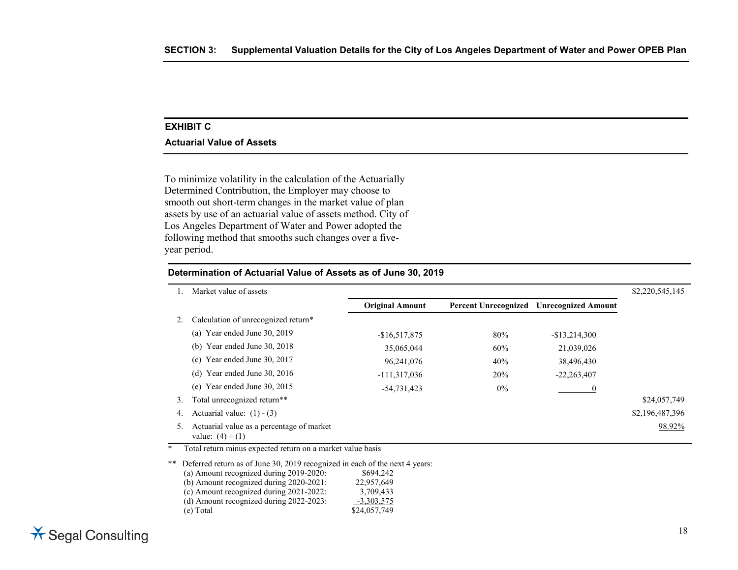## EXHIBIT C

### Actuarial Value of Assets

To minimize volatility in the calculation of the Actuarially Determined Contribution, the Employer may choose to smooth out short-term changes in the market value of plan assets by use of an actuarial value of assets method. City of Los Angeles Department of Water and Power adopted the following method that smooths such changes over a five-year period.

**Determination of Actuarial Value of Assets as of June 30, 2019**

| | | Original Amount | Percent Unrecognized | Unrecognized Amount | |
|---|---|---|---|---|---|
| 1. | Market value of assets | | | | $2,220,545,145 |
| 2. | Calculation of unrecognized return* | | | | |
| | (a) Year ended June 30, 2019 | -$16,517,875 | 80% | -$13,214,300 | |
| | (b) Year ended June 30, 2018 | 35,065,044 | 60% | 21,039,026 | |
| | (c) Year ended June 30, 2017 | 96,241,076 | 40% | 38,496,430 | |
| | (d) Year ended June 30, 2016 | -111,317,036 | 20% | -22,263,407 | |
| | (e) Year ended June 30, 2015 | -54,731,423 | 0% | 0 | |
| 3. | Total unrecognized return** | | | | $24,057,749 |
| 4. | Actuarial value: (1) - (3) | | | | $2,196,487,396 |
| 5. | Actuarial value as a percentage of market value: (4) ÷ (1) | | | | 98.92% |

\* Total return minus expected return on a market value basis

** Deferred return as of June 30, 2019 recognized in each of the next 4 years:

| | |
|---|---|
| (a) Amount recognized during 2019-2020: | $694,242 |
| (b) Amount recognized during 2020-2021: | 22,957,649 |
| (c) Amount recognized during 2021-2022: | 3,709,433 |
| (d) Amount recognized during 2022-2023: | -3,303,575 |
| (e) Total | $24,057,749 |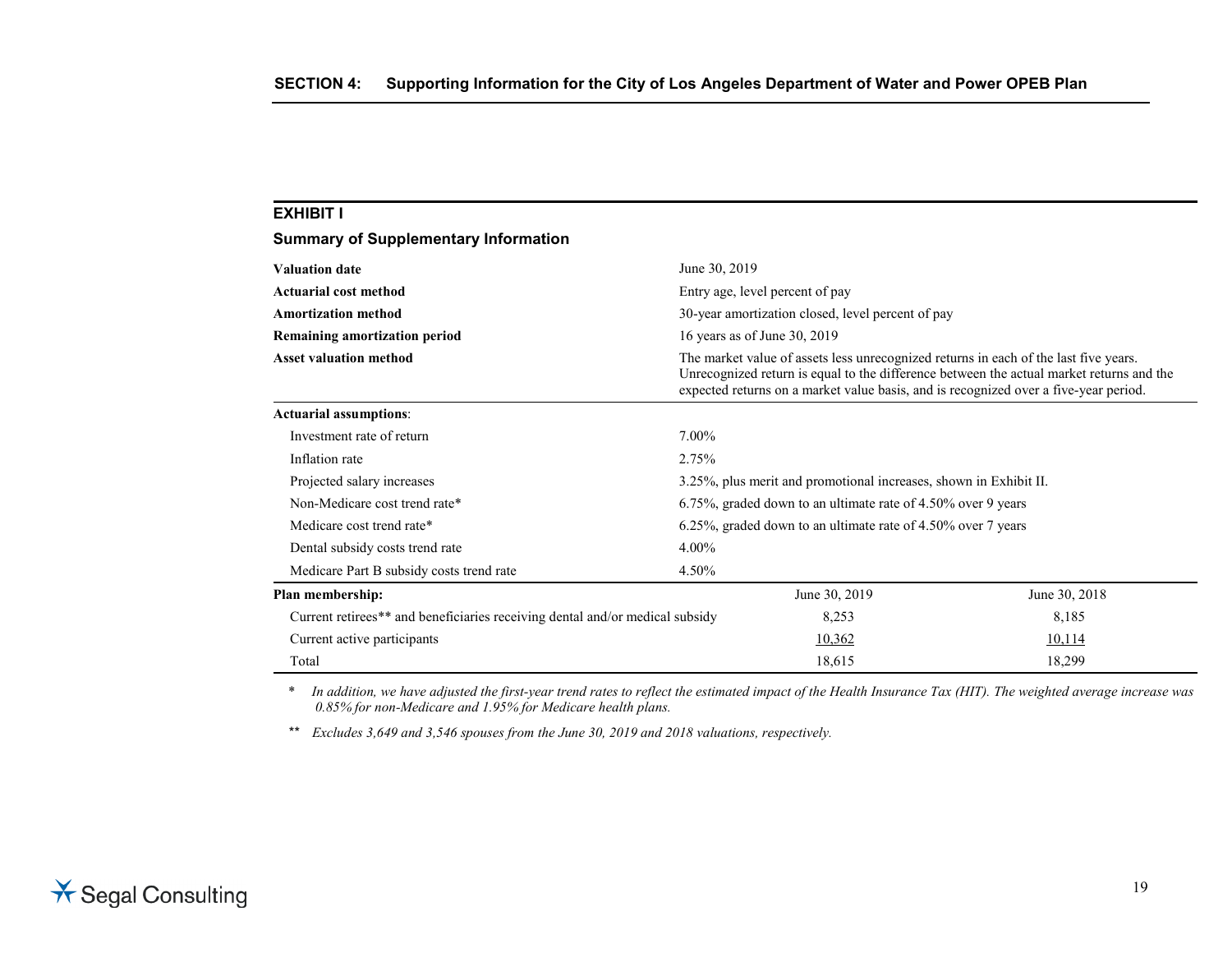## SECTION 4: Supporting Information for the City of Los Angeles Department of Water and Power OPEB Plan

### EXHIBIT I

### Summary of Supplementary Information

| | | |
|---|---|---|
| **Valuation date** | June 30, 2019 | |
| **Actuarial cost method** | Entry age, level percent of pay | |
| **Amortization method** | 30-year amortization closed, level percent of pay | |
| **Remaining amortization period** | 16 years as of June 30, 2019 | |
| **Asset valuation method** | The market value of assets less unrecognized returns in each of the last five years. Unrecognized return is equal to the difference between the actual market returns and the expected returns on a market value basis, and is recognized over a five-year period. | |
| **Actuarial assumptions**: | | |
| Investment rate of return | 7.00% | |
| Inflation rate | 2.75% | |
| Projected salary increases | 3.25%, plus merit and promotional increases, shown in Exhibit II. | |
| Non-Medicare cost trend rate* | 6.75%, graded down to an ultimate rate of 4.50% over 9 years | |
| Medicare cost trend rate* | 6.25%, graded down to an ultimate rate of 4.50% over 7 years | |
| Dental subsidy costs trend rate | 4.00% | |
| Medicare Part B subsidy costs trend rate | 4.50% | |
| **Plan membership:** | June 30, 2019 | June 30, 2018 |
| Current retirees** and beneficiaries receiving dental and/or medical subsidy | 8,253 | 8,185 |
| Current active participants | 10,362 | 10,114 |
| Total | 18,615 | 18,299 |

\* *In addition, we have adjusted the first-year trend rates to reflect the estimated impact of the Health Insurance Tax (HIT). The weighted average increase was 0.85% for non-Medicare and 1.95% for Medicare health plans.*

\*\* *Excludes 3,649 and 3,546 spouses from the June 30, 2019 and 2018 valuations, respectively.*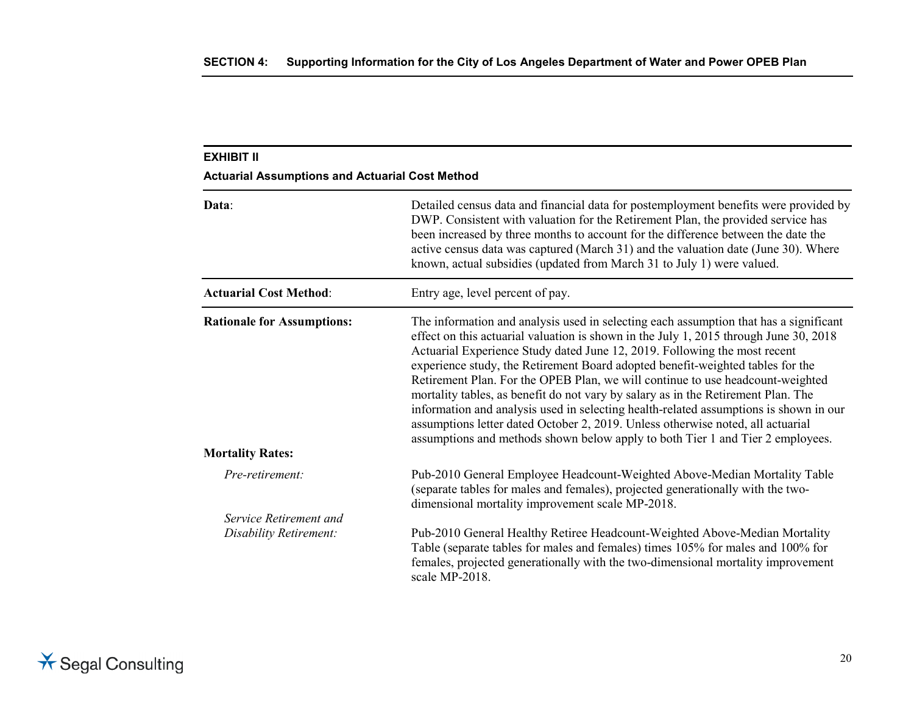### EXHIBIT II

### Actuarial Assumptions and Actuarial Cost Method

| | |
|---|---|
| **Data**: | Detailed census data and financial data for postemployment benefits were provided by DWP. Consistent with valuation for the Retirement Plan, the provided service has been increased by three months to account for the difference between the date the active census data was captured (March 31) and the valuation date (June 30). Where known, actual subsidies (updated from March 31 to July 1) were valued. |
| **Actuarial Cost Method**: | Entry age, level percent of pay. |
| **Rationale for Assumptions:** | The information and analysis used in selecting each assumption that has a significant effect on this actuarial valuation is shown in the July 1, 2015 through June 30, 2018 Actuarial Experience Study dated June 12, 2019. Following the most recent experience study, the Retirement Board adopted benefit-weighted tables for the Retirement Plan. For the OPEB Plan, we will continue to use headcount-weighted mortality tables, as benefit do not vary by salary as in the Retirement Plan. The information and analysis used in selecting health-related assumptions is shown in our assumptions letter dated October 2, 2019. Unless otherwise noted, all actuarial assumptions and methods shown below apply to both Tier 1 and Tier 2 employees. |
| **Mortality Rates:** | |
| *Pre-retirement:* | Pub-2010 General Employee Headcount-Weighted Above-Median Mortality Table (separate tables for males and females), projected generationally with the two-dimensional mortality improvement scale MP-2018. |
| *Service Retirement and Disability Retirement:* | Pub-2010 General Healthy Retiree Headcount-Weighted Above-Median Mortality Table (separate tables for males and females) times 105% for males and 100% for females, projected generationally with the two-dimensional mortality improvement scale MP-2018. |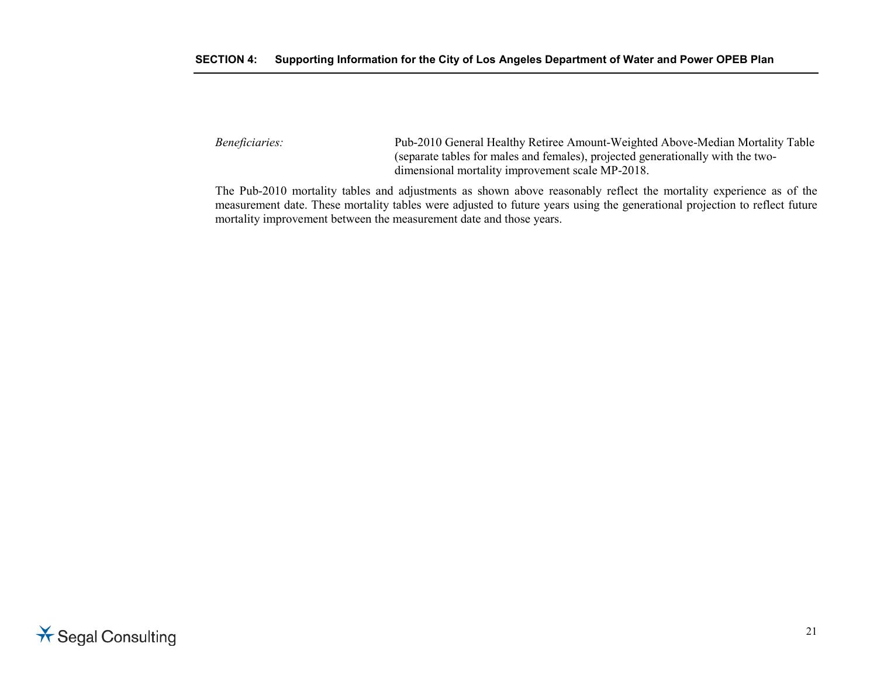*Beneficiaries:* Pub-2010 General Healthy Retiree Amount-Weighted Above-Median Mortality Table (separate tables for males and females), projected generationally with the two-dimensional mortality improvement scale MP-2018.

The Pub-2010 mortality tables and adjustments as shown above reasonably reflect the mortality experience as of the measurement date. These mortality tables were adjusted to future years using the generational projection to reflect future mortality improvement between the measurement date and those years.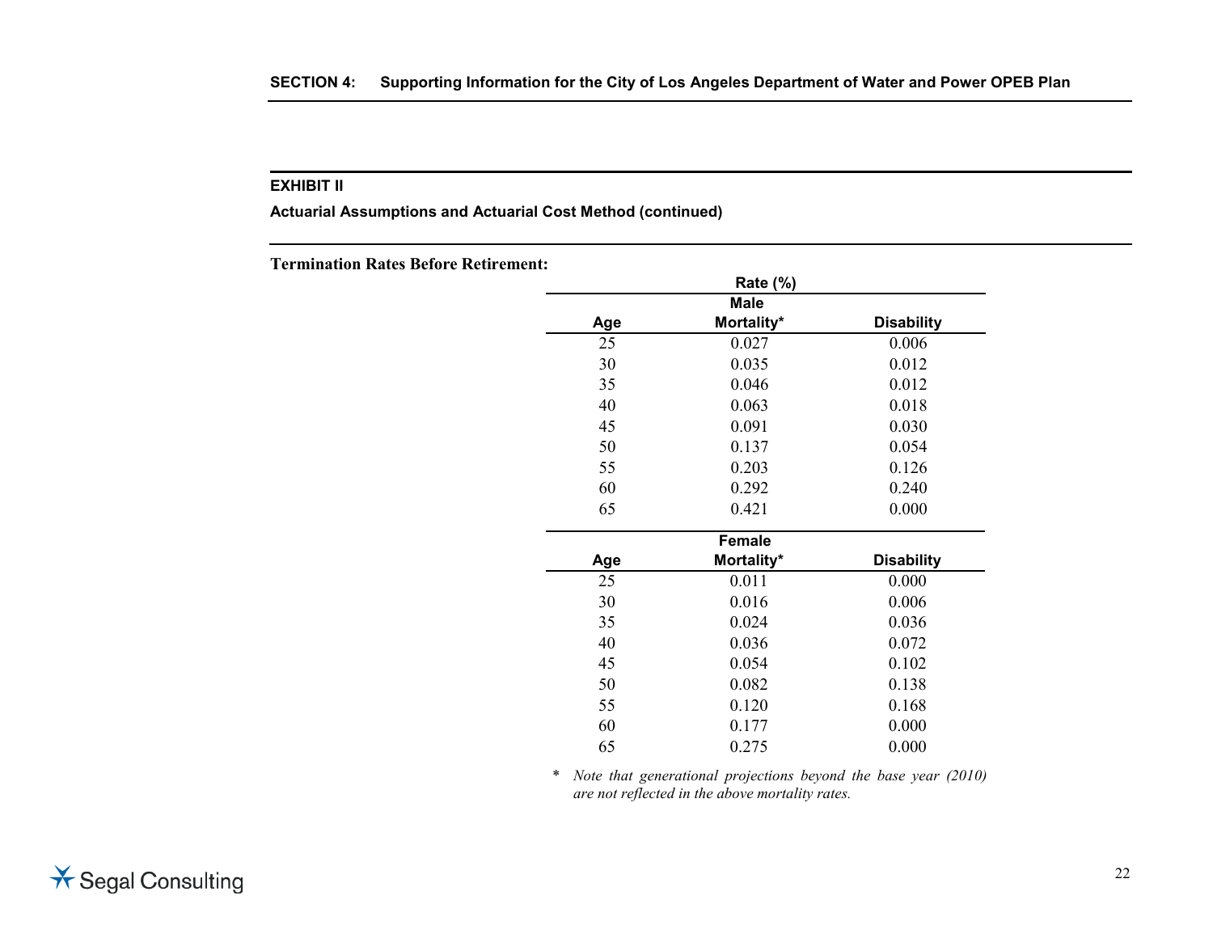## EXHIBIT II

**Actuarial Assumptions and Actuarial Cost Method (continued)**

**Termination Rates Before Retirement:**

| | Rate (%) | |
|---|---|---|
| | **Male** | |
| **Age** | **Mortality*** | **Disability** |
| 25 | 0.027 | 0.006 |
| 30 | 0.035 | 0.012 |
| 35 | 0.046 | 0.012 |
| 40 | 0.063 | 0.018 |
| 45 | 0.091 | 0.030 |
| 50 | 0.137 | 0.054 |
| 55 | 0.203 | 0.126 |
| 60 | 0.292 | 0.240 |
| 65 | 0.421 | 0.000 |

| | **Female** | |
|---|---|---|
| **Age** | **Mortality*** | **Disability** |
| 25 | 0.011 | 0.000 |
| 30 | 0.016 | 0.006 |
| 35 | 0.024 | 0.036 |
| 40 | 0.036 | 0.072 |
| 45 | 0.054 | 0.102 |
| 50 | 0.082 | 0.138 |
| 55 | 0.120 | 0.168 |
| 60 | 0.177 | 0.000 |
| 65 | 0.275 | 0.000 |

\* *Note that generational projections beyond the base year (2010) are not reflected in the above mortality rates.*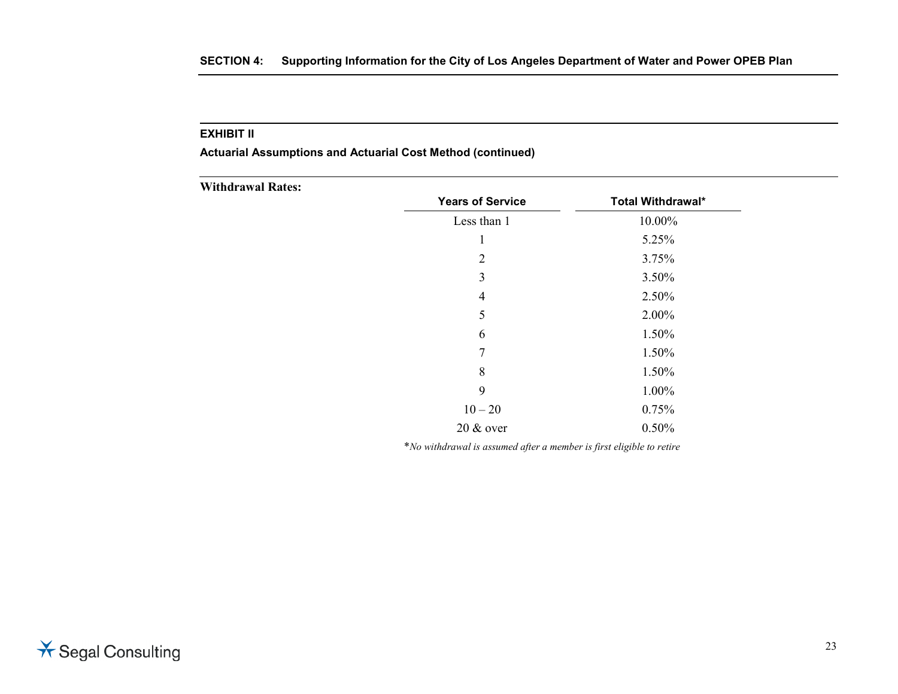**EXHIBIT II**

**Actuarial Assumptions and Actuarial Cost Method (continued)**

**Withdrawal Rates:**

| Years of Service | Total Withdrawal* |
|---|---|
| Less than 1 | 10.00% |
| 1 | 5.25% |
| 2 | 3.75% |
| 3 | 3.50% |
| 4 | 2.50% |
| 5 | 2.00% |
| 6 | 1.50% |
| 7 | 1.50% |
| 8 | 1.50% |
| 9 | 1.00% |
| 10 – 20 | 0.75% |
| 20 & over | 0.50% |

**No withdrawal is assumed after a member is first eligible to retire*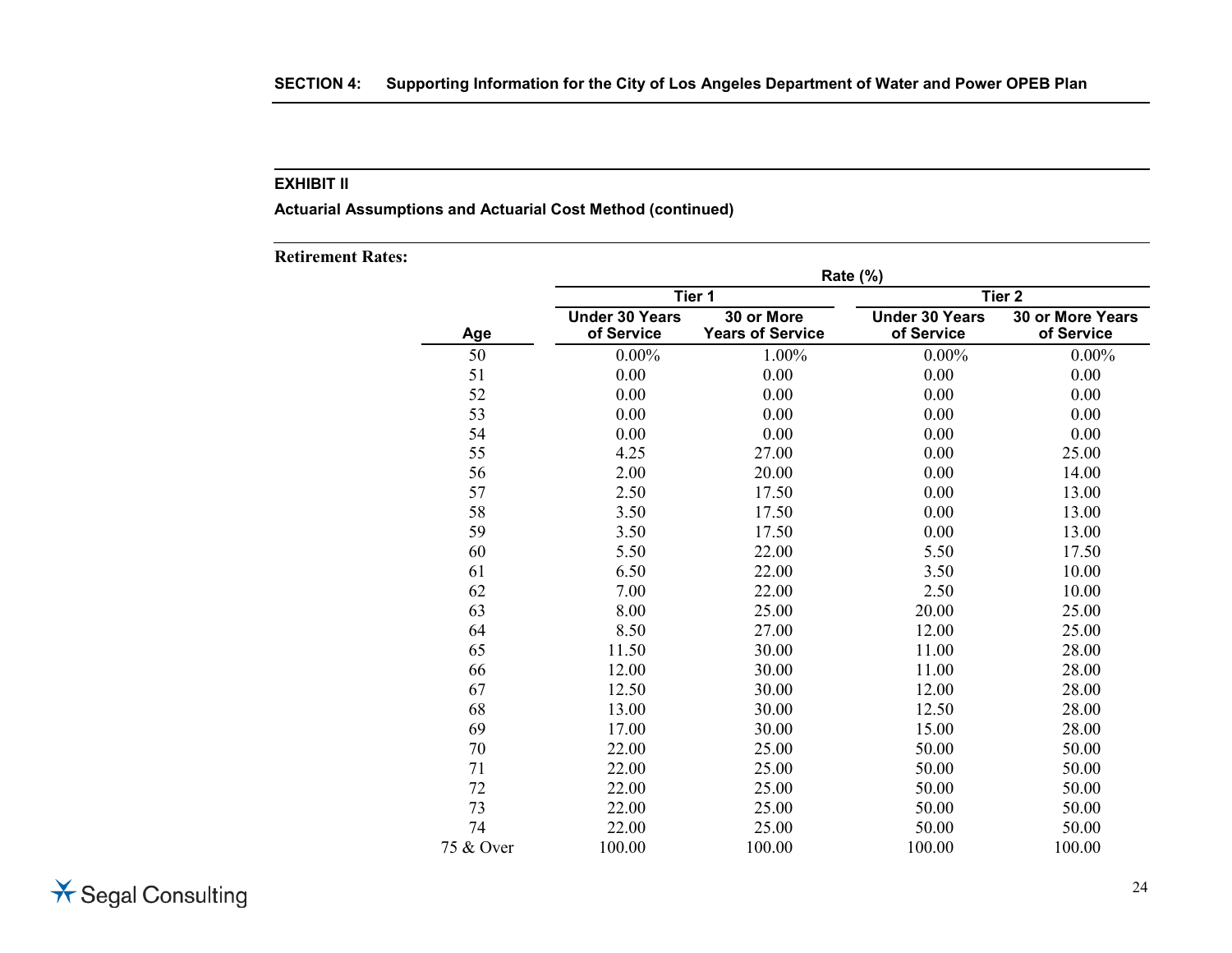## EXHIBIT II

**Actuarial Assumptions and Actuarial Cost Method (continued)**

**Retirement Rates:**

| | Rate (%) | | | |
|---|---|---|---|---|
| | Tier 1 | | Tier 2 | |
| Age | Under 30 Years of Service | 30 or More Years of Service | Under 30 Years of Service | 30 or More Years of Service |
| 50 | 0.00% | 1.00% | 0.00% | 0.00% |
| 51 | 0.00 | 0.00 | 0.00 | 0.00 |
| 52 | 0.00 | 0.00 | 0.00 | 0.00 |
| 53 | 0.00 | 0.00 | 0.00 | 0.00 |
| 54 | 0.00 | 0.00 | 0.00 | 0.00 |
| 55 | 4.25 | 27.00 | 0.00 | 25.00 |
| 56 | 2.00 | 20.00 | 0.00 | 14.00 |
| 57 | 2.50 | 17.50 | 0.00 | 13.00 |
| 58 | 3.50 | 17.50 | 0.00 | 13.00 |
| 59 | 3.50 | 17.50 | 0.00 | 13.00 |
| 60 | 5.50 | 22.00 | 5.50 | 17.50 |
| 61 | 6.50 | 22.00 | 3.50 | 10.00 |
| 62 | 7.00 | 22.00 | 2.50 | 10.00 |
| 63 | 8.00 | 25.00 | 20.00 | 25.00 |
| 64 | 8.50 | 27.00 | 12.00 | 25.00 |
| 65 | 11.50 | 30.00 | 11.00 | 28.00 |
| 66 | 12.00 | 30.00 | 11.00 | 28.00 |
| 67 | 12.50 | 30.00 | 12.00 | 28.00 |
| 68 | 13.00 | 30.00 | 12.50 | 28.00 |
| 69 | 17.00 | 30.00 | 15.00 | 28.00 |
| 70 | 22.00 | 25.00 | 50.00 | 50.00 |
| 71 | 22.00 | 25.00 | 50.00 | 50.00 |
| 72 | 22.00 | 25.00 | 50.00 | 50.00 |
| 73 | 22.00 | 25.00 | 50.00 | 50.00 |
| 74 | 22.00 | 25.00 | 50.00 | 50.00 |
| 75 & Over | 100.00 | 100.00 | 100.00 | 100.00 |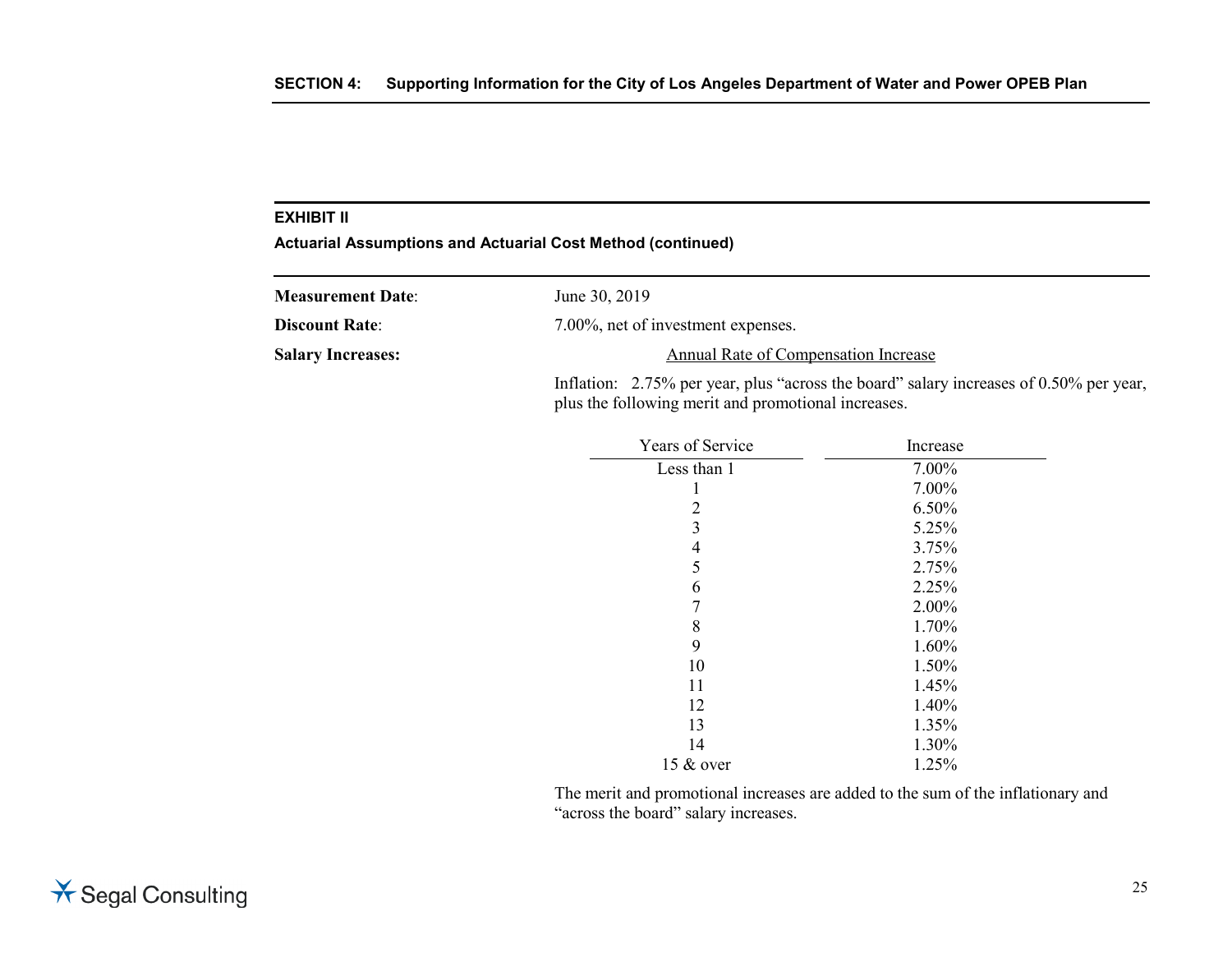### EXHIBIT II

**Actuarial Assumptions and Actuarial Cost Method (continued)**

**Measurement Date**: June 30, 2019

**Discount Rate**: 7.00%, net of investment expenses.

**Salary Increases:**

Annual Rate of Compensation Increase

Inflation: 2.75% per year, plus "across the board" salary increases of 0.50% per year, plus the following merit and promotional increases.

| Years of Service | Increase |
|---|---|
| Less than 1 | 7.00% |
| 1 | 7.00% |
| 2 | 6.50% |
| 3 | 5.25% |
| 4 | 3.75% |
| 5 | 2.75% |
| 6 | 2.25% |
| 7 | 2.00% |
| 8 | 1.70% |
| 9 | 1.60% |
| 10 | 1.50% |
| 11 | 1.45% |
| 12 | 1.40% |
| 13 | 1.35% |
| 14 | 1.30% |
| 15 & over | 1.25% |

The merit and promotional increases are added to the sum of the inflationary and "across the board" salary increases.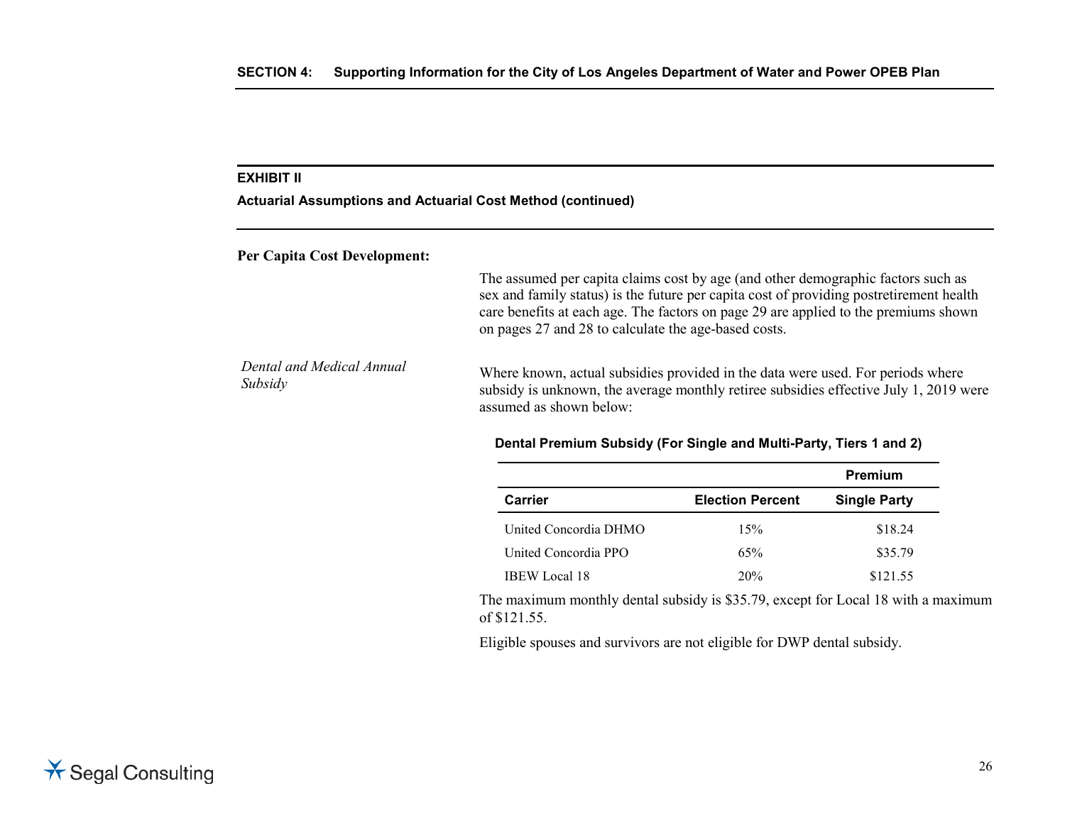## EXHIBIT II

**Actuarial Assumptions and Actuarial Cost Method (continued)**

**Per Capita Cost Development:**

The assumed per capita claims cost by age (and other demographic factors such as sex and family status) is the future per capita cost of providing postretirement health care benefits at each age. The factors on page 29 are applied to the premiums shown on pages 27 and 28 to calculate the age-based costs.

*Dental and Medical Annual Subsidy*

Where known, actual subsidies provided in the data were used. For periods where subsidy is unknown, the average monthly retiree subsidies effective July 1, 2019 were assumed as shown below:

**Dental Premium Subsidy (For Single and Multi-Party, Tiers 1 and 2)**

| Carrier | Election Percent | Premium Single Party |
|---|---|---|
| United Concordia DHMO | 15% | $18.24 |
| United Concordia PPO | 65% | $35.79 |
| IBEW Local 18 | 20% | $121.55 |

The maximum monthly dental subsidy is $35.79, except for Local 18 with a maximum of $121.55.

Eligible spouses and survivors are not eligible for DWP dental subsidy.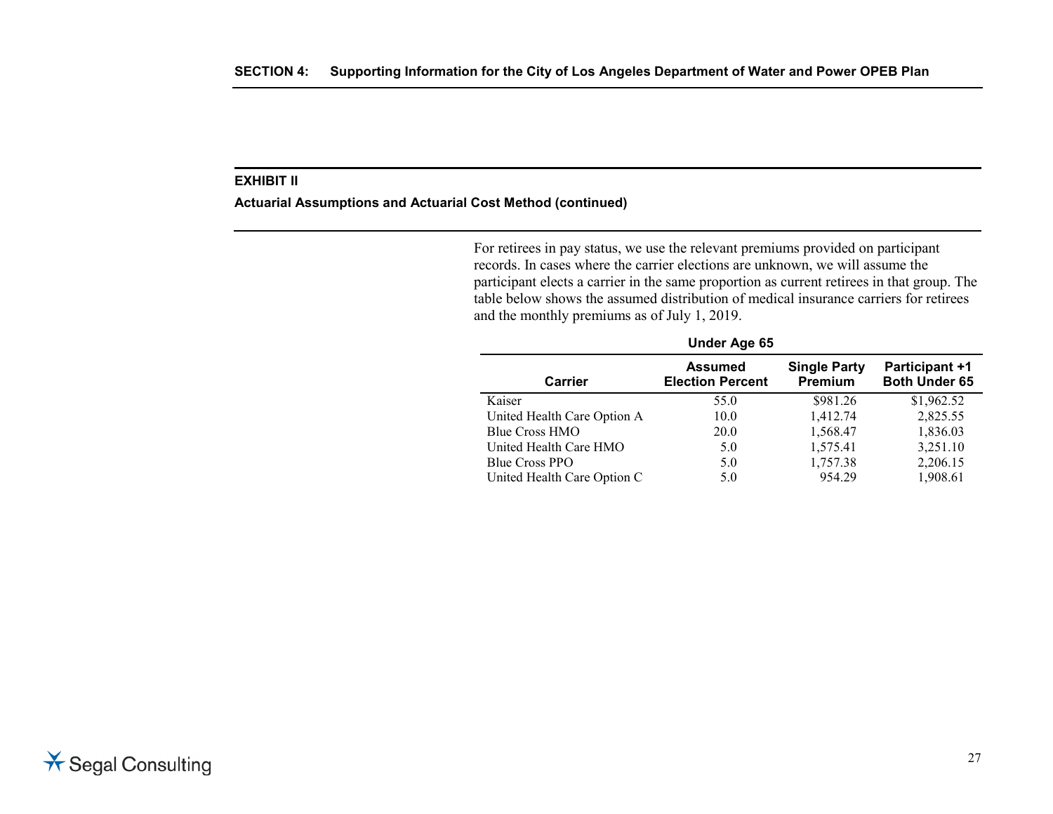**EXHIBIT II**

**Actuarial Assumptions and Actuarial Cost Method (continued)**

For retirees in pay status, we use the relevant premiums provided on participant records. In cases where the carrier elections are unknown, we will assume the participant elects a carrier in the same proportion as current retirees in that group. The table below shows the assumed distribution of medical insurance carriers for retirees and the monthly premiums as of July 1, 2019.

**Under Age 65**

| Carrier | Assumed Election Percent | Single Party Premium | Participant +1 Both Under 65 |
|---|---|---|---|
| Kaiser | 55.0 | $981.26 | $1,962.52 |
| United Health Care Option A | 10.0 | 1,412.74 | 2,825.55 |
| Blue Cross HMO | 20.0 | 1,568.47 | 1,836.03 |
| United Health Care HMO | 5.0 | 1,575.41 | 3,251.10 |
| Blue Cross PPO | 5.0 | 1,757.38 | 2,206.15 |
| United Health Care Option C | 5.0 | 954.29 | 1,908.61 |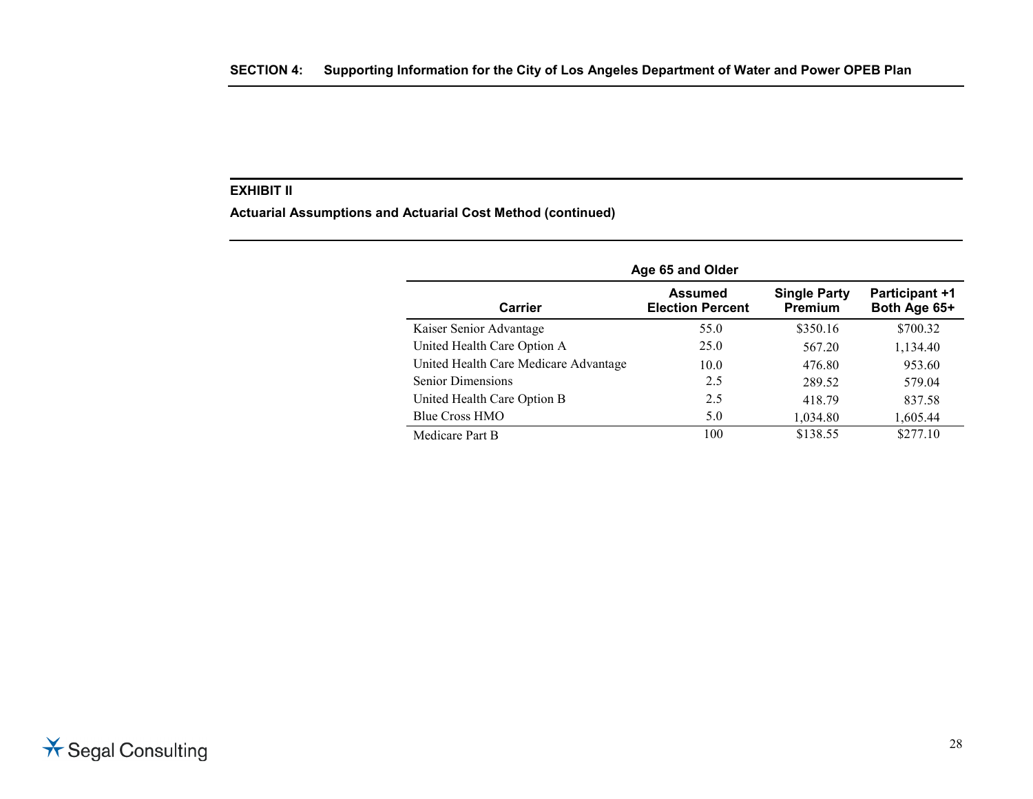## EXHIBIT II

**Actuarial Assumptions and Actuarial Cost Method (continued)**

| Age 65 and Older | | | |
|---|---|---|---|
| **Carrier** | **Assumed Election Percent** | **Single Party Premium** | **Participant +1 Both Age 65+** |
| Kaiser Senior Advantage | 55.0 | $350.16 | $700.32 |
| United Health Care Option A | 25.0 | 567.20 | 1,134.40 |
| United Health Care Medicare Advantage | 10.0 | 476.80 | 953.60 |
| Senior Dimensions | 2.5 | 289.52 | 579.04 |
| United Health Care Option B | 2.5 | 418.79 | 837.58 |
| Blue Cross HMO | 5.0 | 1,034.80 | 1,605.44 |
| Medicare Part B | 100 | $138.55 | $277.10 |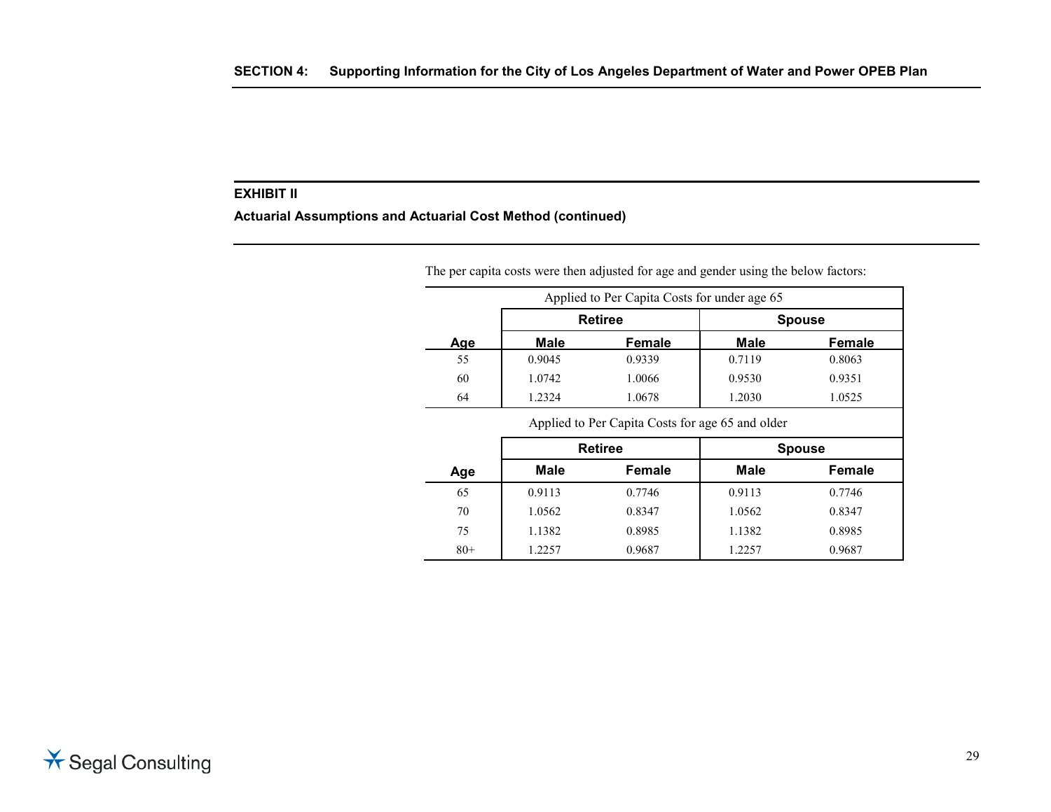### EXHIBIT II

**Actuarial Assumptions and Actuarial Cost Method (continued)**

The per capita costs were then adjusted for age and gender using the below factors:

| Applied to Per Capita Costs for under age 65 | | | | |
|---|---|---|---|---|
| | **Retiree** | | **Spouse** | |
| **Age** | **Male** | **Female** | **Male** | **Female** |
| 55 | 0.9045 | 0.9339 | 0.7119 | 0.8063 |
| 60 | 1.0742 | 1.0066 | 0.9530 | 0.9351 |
| 64 | 1.2324 | 1.0678 | 1.2030 | 1.0525 |

| Applied to Per Capita Costs for age 65 and older | | | | |
|---|---|---|---|---|
| | **Retiree** | | **Spouse** | |
| **Age** | **Male** | **Female** | **Male** | **Female** |
| 65 | 0.9113 | 0.7746 | 0.9113 | 0.7746 |
| 70 | 1.0562 | 0.8347 | 1.0562 | 0.8347 |
| 75 | 1.1382 | 0.8985 | 1.1382 | 0.8985 |
| 80+ | 1.2257 | 0.9687 | 1.2257 | 0.9687 |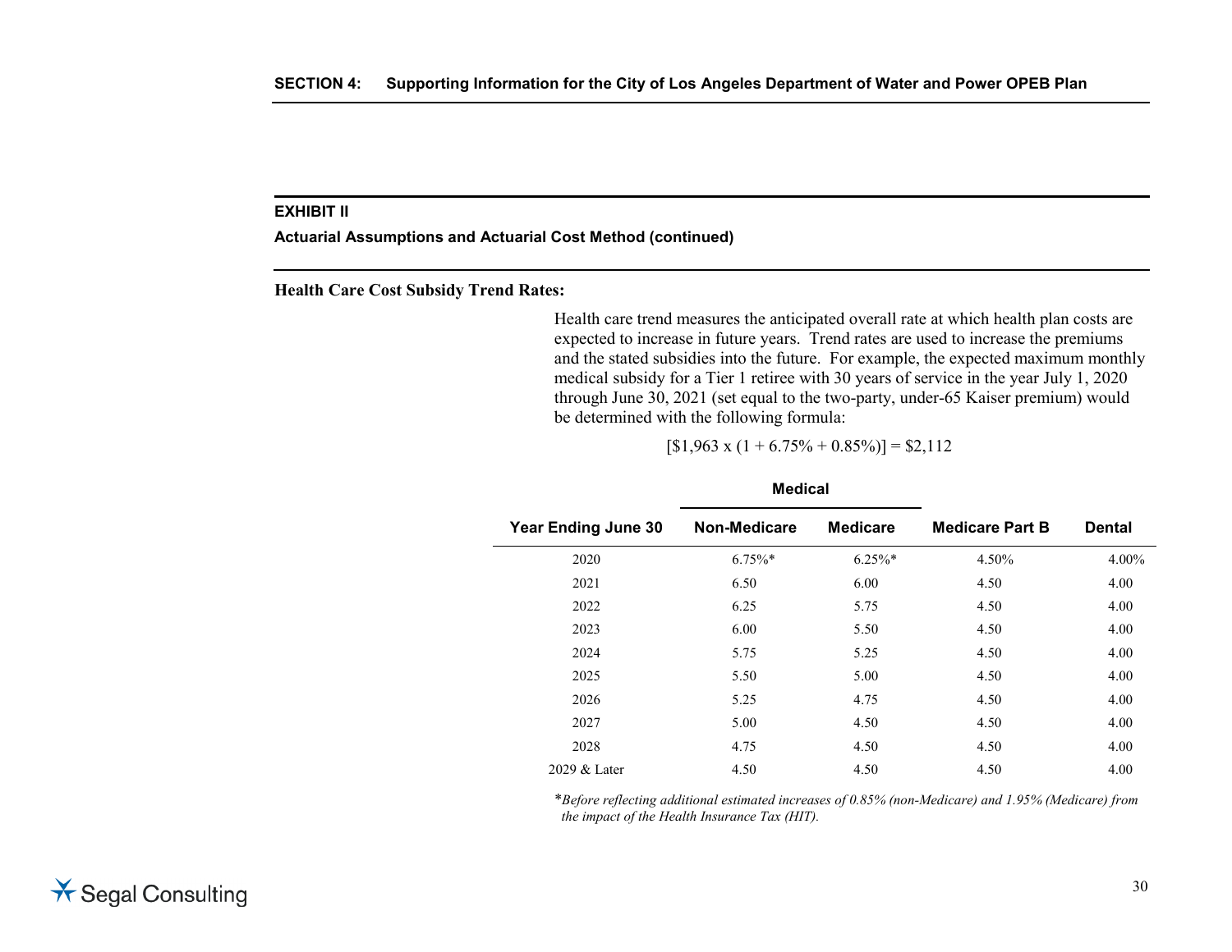**EXHIBIT II**

**Actuarial Assumptions and Actuarial Cost Method (continued)**

**Health Care Cost Subsidy Trend Rates:**

Health care trend measures the anticipated overall rate at which health plan costs are expected to increase in future years. Trend rates are used to increase the premiums and the stated subsidies into the future. For example, the expected maximum monthly medical subsidy for a Tier 1 retiree with 30 years of service in the year July 1, 2020 through June 30, 2021 (set equal to the two-party, under-65 Kaiser premium) would be determined with the following formula:

[$1,963 x (1 + 6.75% + 0.85%)] = $2,112

| | Medical | | | |
|---|---|---|---|---|
| **Year Ending June 30** | **Non-Medicare** | **Medicare** | **Medicare Part B** | **Dental** |
| 2020 | 6.75%* | 6.25%* | 4.50% | 4.00% |
| 2021 | 6.50 | 6.00 | 4.50 | 4.00 |
| 2022 | 6.25 | 5.75 | 4.50 | 4.00 |
| 2023 | 6.00 | 5.50 | 4.50 | 4.00 |
| 2024 | 5.75 | 5.25 | 4.50 | 4.00 |
| 2025 | 5.50 | 5.00 | 4.50 | 4.00 |
| 2026 | 5.25 | 4.75 | 4.50 | 4.00 |
| 2027 | 5.00 | 4.50 | 4.50 | 4.00 |
| 2028 | 4.75 | 4.50 | 4.50 | 4.00 |
| 2029 & Later | 4.50 | 4.50 | 4.50 | 4.00 |

*\*Before reflecting additional estimated increases of 0.85% (non-Medicare) and 1.95% (Medicare) from the impact of the Health Insurance Tax (HIT).*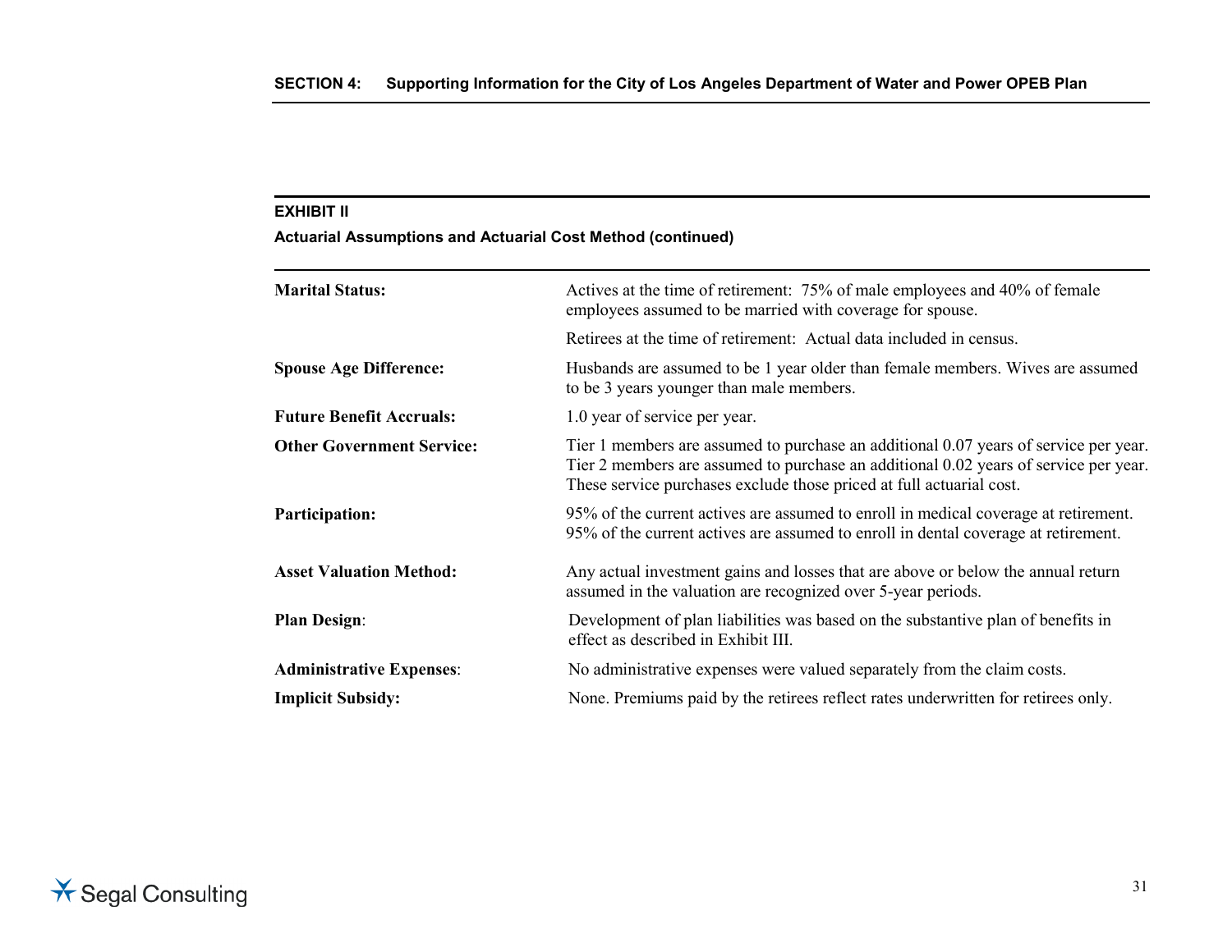**EXHIBIT II**

**Actuarial Assumptions and Actuarial Cost Method (continued)**

| | |
|---|---|
| **Marital Status:** | Actives at the time of retirement: 75% of male employees and 40% of female employees assumed to be married with coverage for spouse.<br><br>Retirees at the time of retirement: Actual data included in census. |
| **Spouse Age Difference:** | Husbands are assumed to be 1 year older than female members. Wives are assumed to be 3 years younger than male members. |
| **Future Benefit Accruals:** | 1.0 year of service per year. |
| **Other Government Service:** | Tier 1 members are assumed to purchase an additional 0.07 years of service per year. Tier 2 members are assumed to purchase an additional 0.02 years of service per year. These service purchases exclude those priced at full actuarial cost. |
| **Participation:** | 95% of the current actives are assumed to enroll in medical coverage at retirement. 95% of the current actives are assumed to enroll in dental coverage at retirement. |
| **Asset Valuation Method:** | Any actual investment gains and losses that are above or below the annual return assumed in the valuation are recognized over 5-year periods. |
| **Plan Design**: | Development of plan liabilities was based on the substantive plan of benefits in effect as described in Exhibit III. |
| **Administrative Expenses**: | No administrative expenses were valued separately from the claim costs. |
| **Implicit Subsidy:** | None. Premiums paid by the retirees reflect rates underwritten for retirees only. |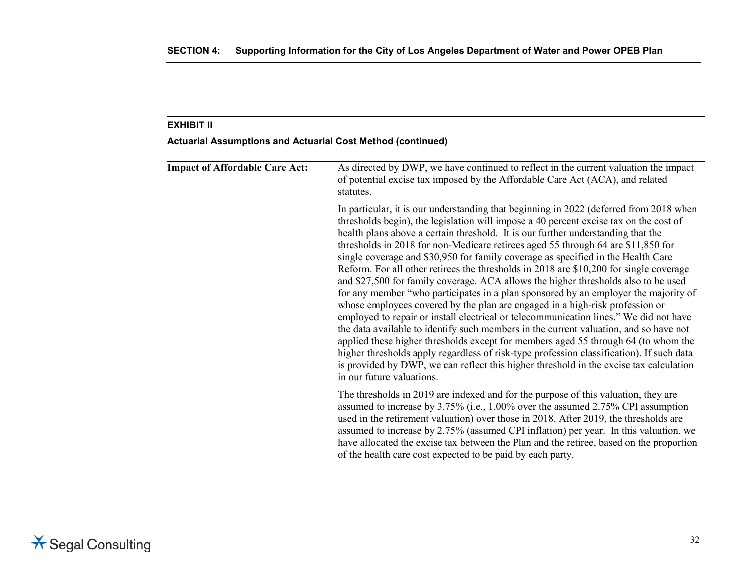## EXHIBIT II

**Actuarial Assumptions and Actuarial Cost Method (continued)**

| | |
|---|---|
| **Impact of Affordable Care Act:** | As directed by DWP, we have continued to reflect in the current valuation the impact of potential excise tax imposed by the Affordable Care Act (ACA), and related statutes. |
| | In particular, it is our understanding that beginning in 2022 (deferred from 2018 when thresholds begin), the legislation will impose a 40 percent excise tax on the cost of health plans above a certain threshold. It is our further understanding that the thresholds in 2018 for non-Medicare retirees aged 55 through 64 are $11,850 for single coverage and $30,950 for family coverage as specified in the Health Care Reform. For all other retirees the thresholds in 2018 are $10,200 for single coverage and $27,500 for family coverage. ACA allows the higher thresholds also to be used for any member "who participates in a plan sponsored by an employer the majority of whose employees covered by the plan are engaged in a high-risk profession or employed to repair or install electrical or telecommunication lines." We did not have the data available to identify such members in the current valuation, and so have not applied these higher thresholds except for members aged 55 through 64 (to whom the higher thresholds apply regardless of risk-type profession classification). If such data is provided by DWP, we can reflect this higher threshold in the excise tax calculation in our future valuations. |
| | The thresholds in 2019 are indexed and for the purpose of this valuation, they are assumed to increase by 3.75% (i.e., 1.00% over the assumed 2.75% CPI assumption used in the retirement valuation) over those in 2018. After 2019, the thresholds are assumed to increase by 2.75% (assumed CPI inflation) per year. In this valuation, we have allocated the excise tax between the Plan and the retiree, based on the proportion of the health care cost expected to be paid by each party. |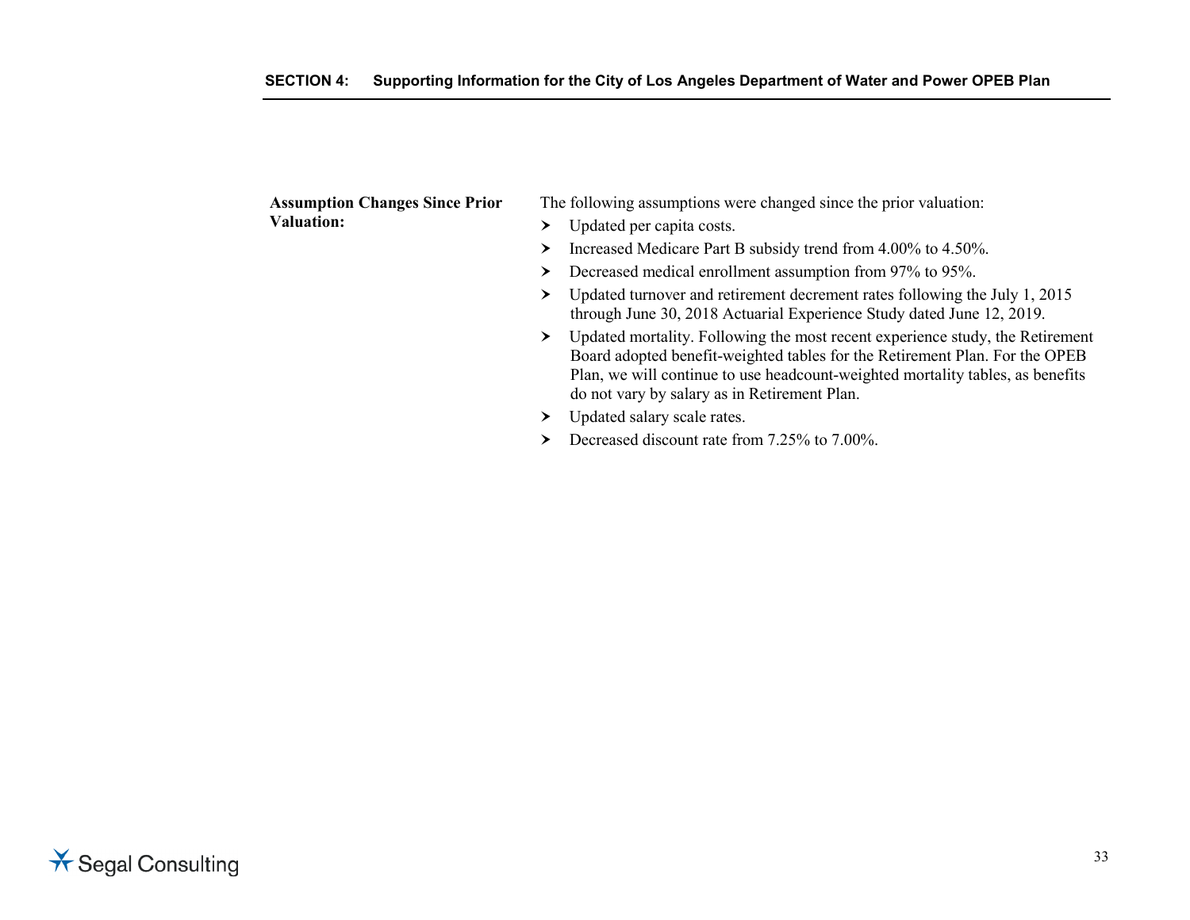**Assumption Changes Since Prior Valuation:**

The following assumptions were changed since the prior valuation:

- Updated per capita costs.
- Increased Medicare Part B subsidy trend from 4.00% to 4.50%.
- Decreased medical enrollment assumption from 97% to 95%.
- Updated turnover and retirement decrement rates following the July 1, 2015 through June 30, 2018 Actuarial Experience Study dated June 12, 2019.
- Updated mortality. Following the most recent experience study, the Retirement Board adopted benefit-weighted tables for the Retirement Plan. For the OPEB Plan, we will continue to use headcount-weighted mortality tables, as benefits do not vary by salary as in Retirement Plan.
- Updated salary scale rates.
- Decreased discount rate from 7.25% to 7.00%.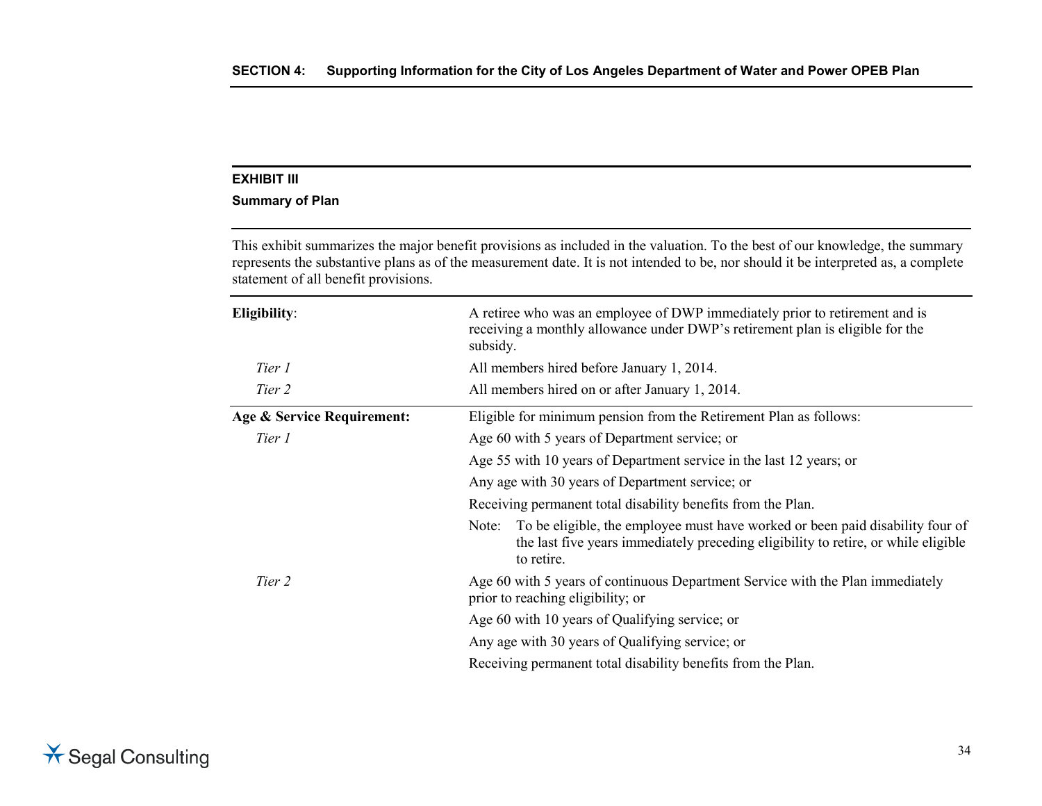**EXHIBIT III**

**Summary of Plan**

This exhibit summarizes the major benefit provisions as included in the valuation. To the best of our knowledge, the summary represents the substantive plans as of the measurement date. It is not intended to be, nor should it be interpreted as, a complete statement of all benefit provisions.

| | |
|---|---|
| **Eligibility**: | A retiree who was an employee of DWP immediately prior to retirement and is receiving a monthly allowance under DWP's retirement plan is eligible for the subsidy. |
| *Tier 1* | All members hired before January 1, 2014. |
| *Tier 2* | All members hired on or after January 1, 2014. |
| **Age & Service Requirement:** | Eligible for minimum pension from the Retirement Plan as follows: |
| *Tier 1* | Age 60 with 5 years of Department service; or |
| | Age 55 with 10 years of Department service in the last 12 years; or |
| | Any age with 30 years of Department service; or |
| | Receiving permanent total disability benefits from the Plan. |
| | Note: To be eligible, the employee must have worked or been paid disability four of the last five years immediately preceding eligibility to retire, or while eligible to retire. |
| *Tier 2* | Age 60 with 5 years of continuous Department Service with the Plan immediately prior to reaching eligibility; or |
| | Age 60 with 10 years of Qualifying service; or |
| | Any age with 30 years of Qualifying service; or |
| | Receiving permanent total disability benefits from the Plan. |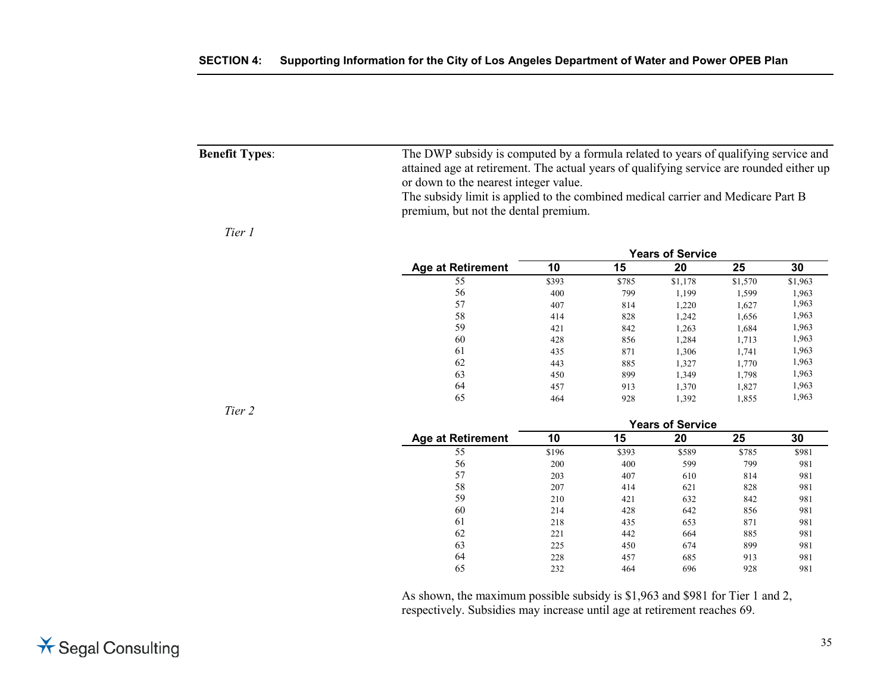**Benefit Types**:

The DWP subsidy is computed by a formula related to years of qualifying service and attained age at retirement. The actual years of qualifying service are rounded either up or down to the nearest integer value.

The subsidy limit is applied to the combined medical carrier and Medicare Part B premium, but not the dental premium.

*Tier 1*

| | Years of Service | | | | |
|---|---|---|---|---|---|
| **Age at Retirement** | **10** | **15** | **20** | **25** | **30** |
| 55 | $393 | $785 | $1,178 | $1,570 | $1,963 |
| 56 | 400 | 799 | 1,199 | 1,599 | 1,963 |
| 57 | 407 | 814 | 1,220 | 1,627 | 1,963 |
| 58 | 414 | 828 | 1,242 | 1,656 | 1,963 |
| 59 | 421 | 842 | 1,263 | 1,684 | 1,963 |
| 60 | 428 | 856 | 1,284 | 1,713 | 1,963 |
| 61 | 435 | 871 | 1,306 | 1,741 | 1,963 |
| 62 | 443 | 885 | 1,327 | 1,770 | 1,963 |
| 63 | 450 | 899 | 1,349 | 1,798 | 1,963 |
| 64 | 457 | 913 | 1,370 | 1,827 | 1,963 |
| 65 | 464 | 928 | 1,392 | 1,855 | 1,963 |

*Tier 2*

| | Years of Service | | | | |
|---|---|---|---|---|---|
| **Age at Retirement** | **10** | **15** | **20** | **25** | **30** |
| 55 | $196 | $393 | $589 | $785 | $981 |
| 56 | 200 | 400 | 599 | 799 | 981 |
| 57 | 203 | 407 | 610 | 814 | 981 |
| 58 | 207 | 414 | 621 | 828 | 981 |
| 59 | 210 | 421 | 632 | 842 | 981 |
| 60 | 214 | 428 | 642 | 856 | 981 |
| 61 | 218 | 435 | 653 | 871 | 981 |
| 62 | 221 | 442 | 664 | 885 | 981 |
| 63 | 225 | 450 | 674 | 899 | 981 |
| 64 | 228 | 457 | 685 | 913 | 981 |
| 65 | 232 | 464 | 696 | 928 | 981 |

As shown, the maximum possible subsidy is $1,963 and $981 for Tier 1 and 2, respectively. Subsidies may increase until age at retirement reaches 69.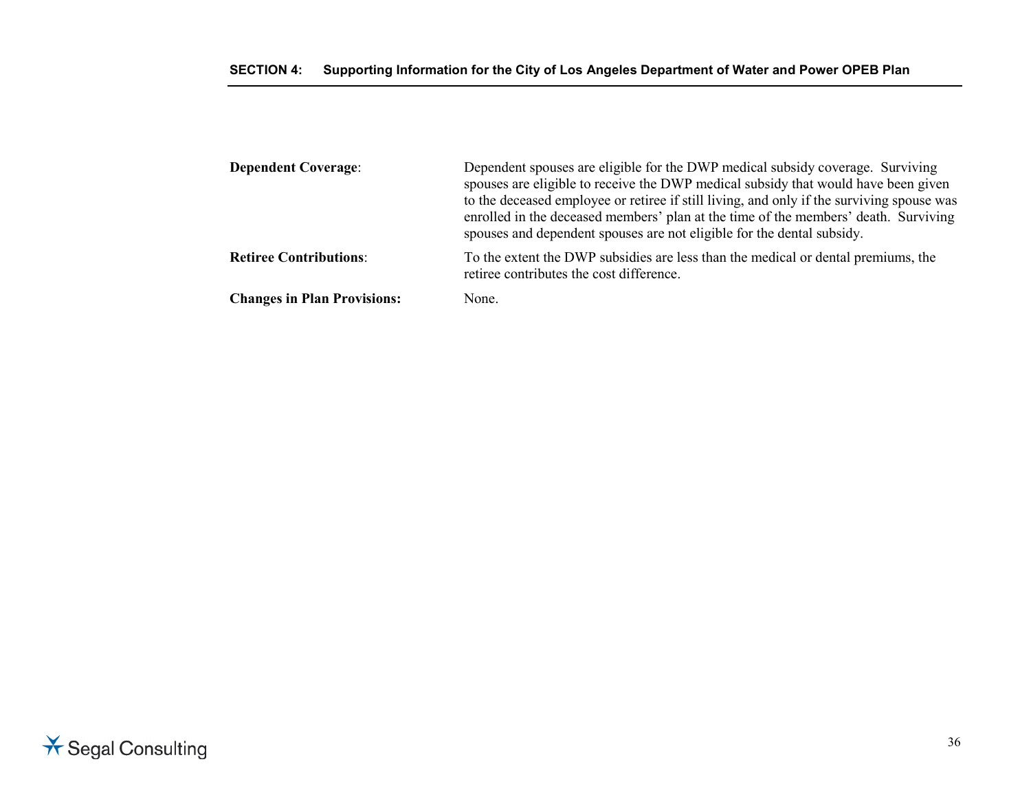**Dependent Coverage**: Dependent spouses are eligible for the DWP medical subsidy coverage. Surviving spouses are eligible to receive the DWP medical subsidy that would have been given to the deceased employee or retiree if still living, and only if the surviving spouse was enrolled in the deceased members' plan at the time of the members' death. Surviving spouses and dependent spouses are not eligible for the dental subsidy.

**Retiree Contributions**: To the extent the DWP subsidies are less than the medical or dental premiums, the retiree contributes the cost difference.

**Changes in Plan Provisions:** None.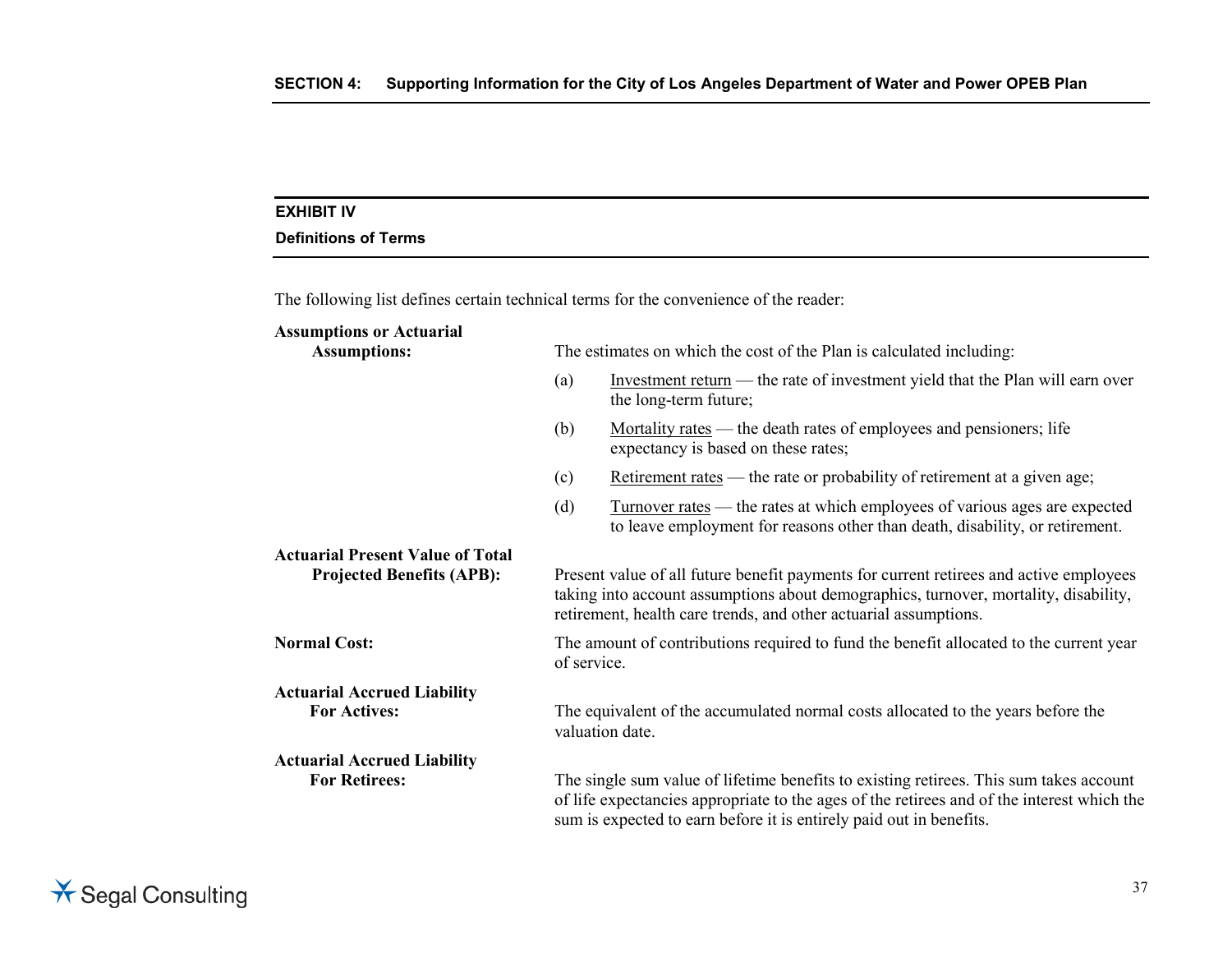## EXHIBIT IV

### Definitions of Terms

The following list defines certain technical terms for the convenience of the reader:

**Assumptions or Actuarial Assumptions:** The estimates on which the cost of the Plan is calculated including:

(a) Investment return — the rate of investment yield that the Plan will earn over the long-term future;

(b) Mortality rates — the death rates of employees and pensioners; life expectancy is based on these rates;

(c) Retirement rates — the rate or probability of retirement at a given age;

(d) Turnover rates — the rates at which employees of various ages are expected to leave employment for reasons other than death, disability, or retirement.

**Actuarial Present Value of Total Projected Benefits (APB):** Present value of all future benefit payments for current retirees and active employees taking into account assumptions about demographics, turnover, mortality, disability, retirement, health care trends, and other actuarial assumptions.

**Normal Cost:** The amount of contributions required to fund the benefit allocated to the current year of service.

**Actuarial Accrued Liability For Actives:** The equivalent of the accumulated normal costs allocated to the years before the valuation date.

**Actuarial Accrued Liability For Retirees:** The single sum value of lifetime benefits to existing retirees. This sum takes account of life expectancies appropriate to the ages of the retirees and of the interest which the sum is expected to earn before it is entirely paid out in benefits.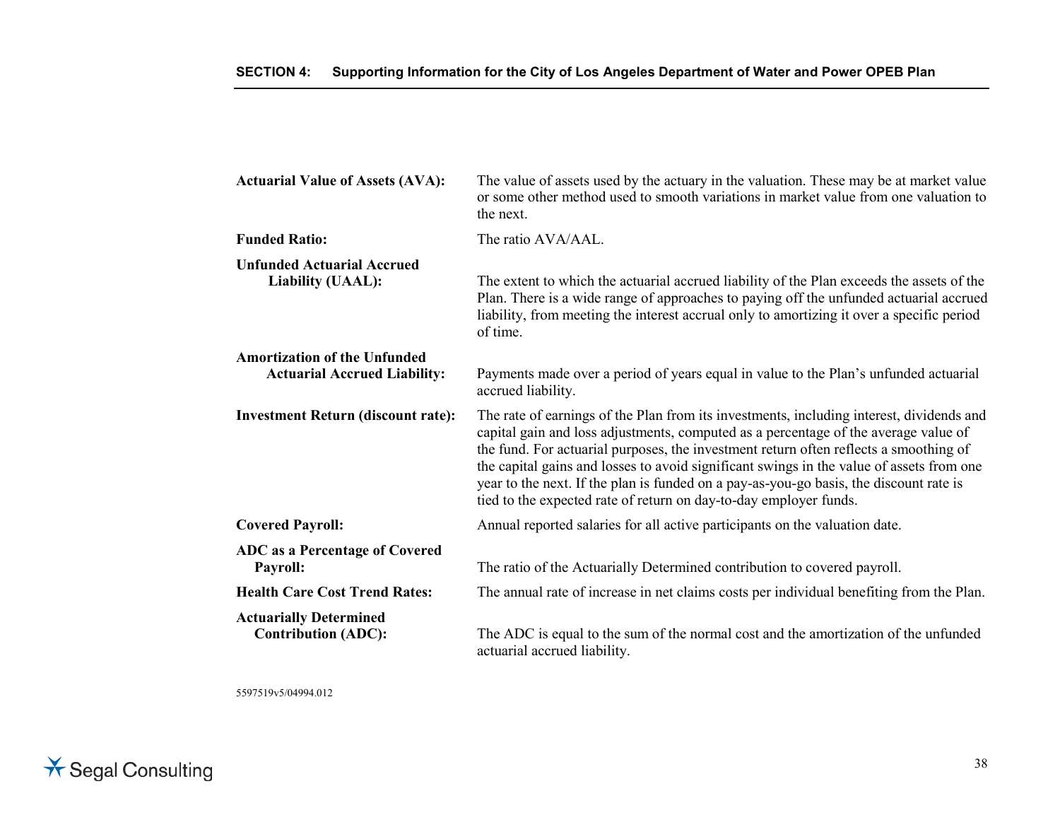| | |
|---|---|
| **Actuarial Value of Assets (AVA):** | The value of assets used by the actuary in the valuation. These may be at market value or some other method used to smooth variations in market value from one valuation to the next. |
| **Funded Ratio:** | The ratio AVA/AAL. |
| **Unfunded Actuarial Accrued Liability (UAAL):** | The extent to which the actuarial accrued liability of the Plan exceeds the assets of the Plan. There is a wide range of approaches to paying off the unfunded actuarial accrued liability, from meeting the interest accrual only to amortizing it over a specific period of time. |
| **Amortization of the Unfunded Actuarial Accrued Liability:** | Payments made over a period of years equal in value to the Plan's unfunded actuarial accrued liability. |
| **Investment Return (discount rate):** | The rate of earnings of the Plan from its investments, including interest, dividends and capital gain and loss adjustments, computed as a percentage of the average value of the fund. For actuarial purposes, the investment return often reflects a smoothing of the capital gains and losses to avoid significant swings in the value of assets from one year to the next. If the plan is funded on a pay-as-you-go basis, the discount rate is tied to the expected rate of return on day-to-day employer funds. |
| **Covered Payroll:** | Annual reported salaries for all active participants on the valuation date. |
| **ADC as a Percentage of Covered Payroll:** | The ratio of the Actuarially Determined contribution to covered payroll. |
| **Health Care Cost Trend Rates:** | The annual rate of increase in net claims costs per individual benefiting from the Plan. |
| **Actuarially Determined Contribution (ADC):** | The ADC is equal to the sum of the normal cost and the amortization of the unfunded actuarial accrued liability. |

5597519v5/04994.012